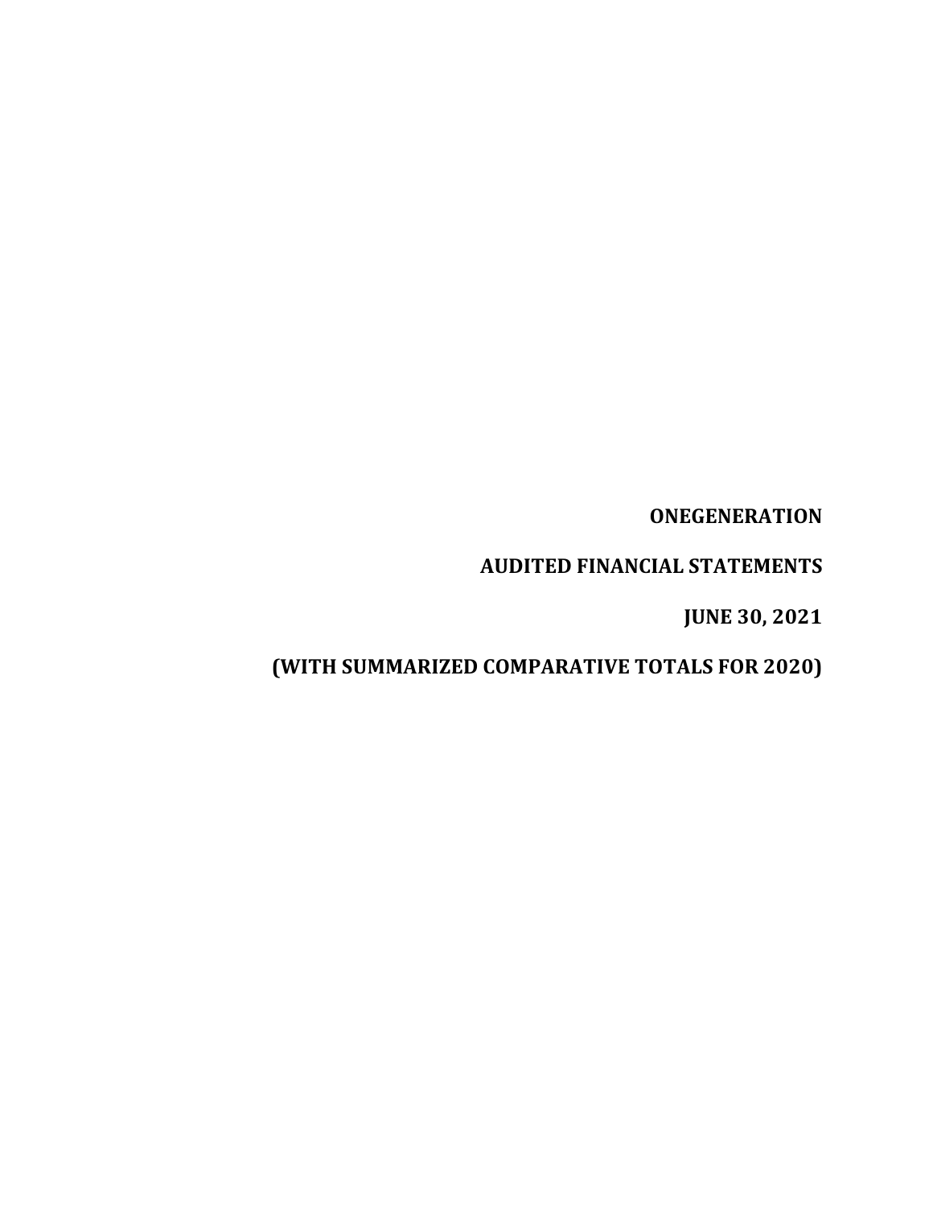# ONEGENERATION

## AUDITED FINANCIAL STATEMENTS

## JUNE 30, 2021

## (WITH SUMMARIZED COMPARATIVE TOTALS FOR 2020)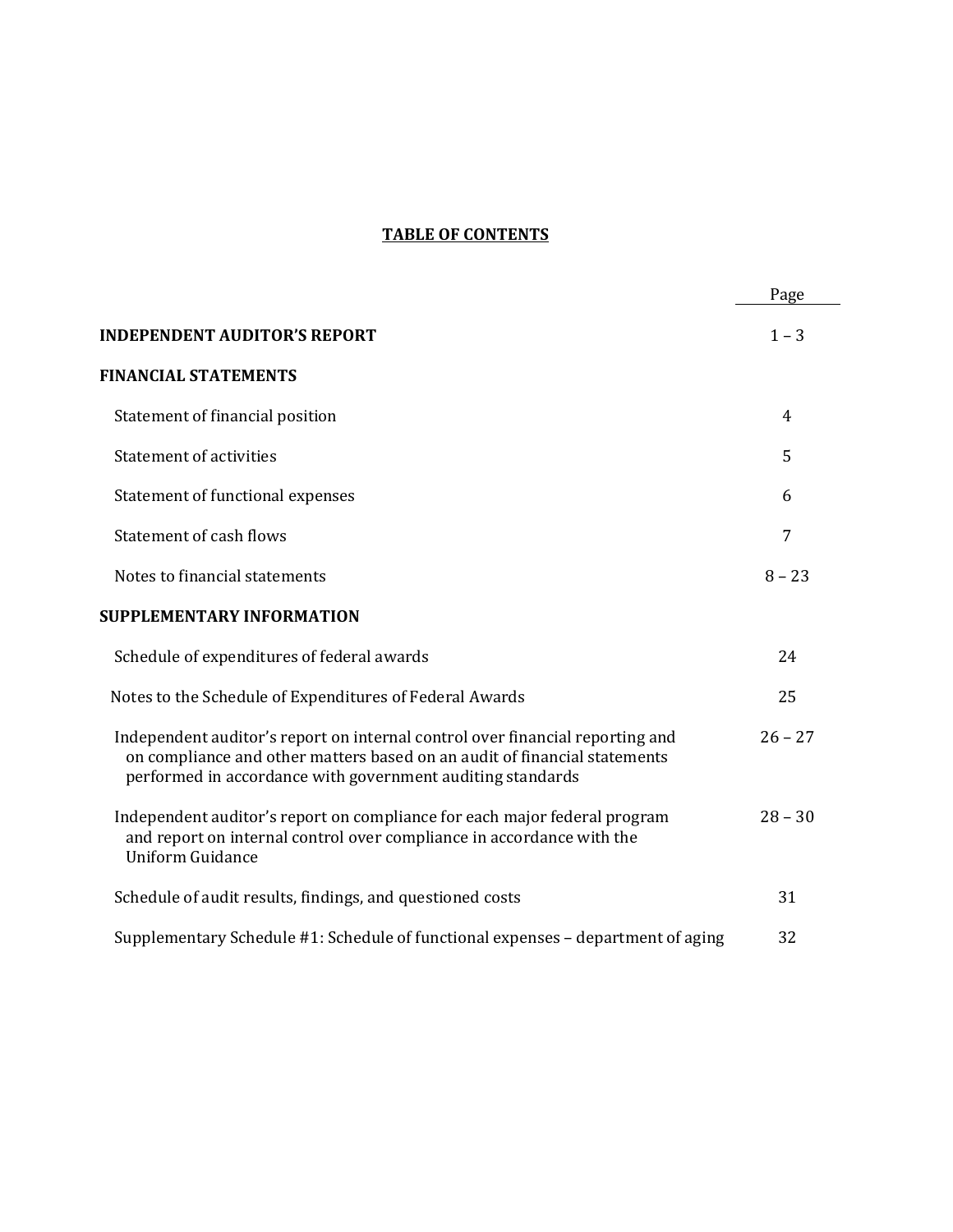# TABLE OF CONTENTS

| | Page |
|---|---|
| **INDEPENDENT AUDITOR'S REPORT** | 1 – 3 |
| **FINANCIAL STATEMENTS** | |
| Statement of financial position | 4 |
| Statement of activities | 5 |
| Statement of functional expenses | 6 |
| Statement of cash flows | 7 |
| Notes to financial statements | 8 – 23 |
| **SUPPLEMENTARY INFORMATION** | |
| Schedule of expenditures of federal awards | 24 |
| Notes to the Schedule of Expenditures of Federal Awards | 25 |
| Independent auditor's report on internal control over financial reporting and on compliance and other matters based on an audit of financial statements performed in accordance with government auditing standards | 26 – 27 |
| Independent auditor's report on compliance for each major federal program and report on internal control over compliance in accordance with the Uniform Guidance | 28 – 30 |
| Schedule of audit results, findings, and questioned costs | 31 |
| Supplementary Schedule #1: Schedule of functional expenses – department of aging | 32 |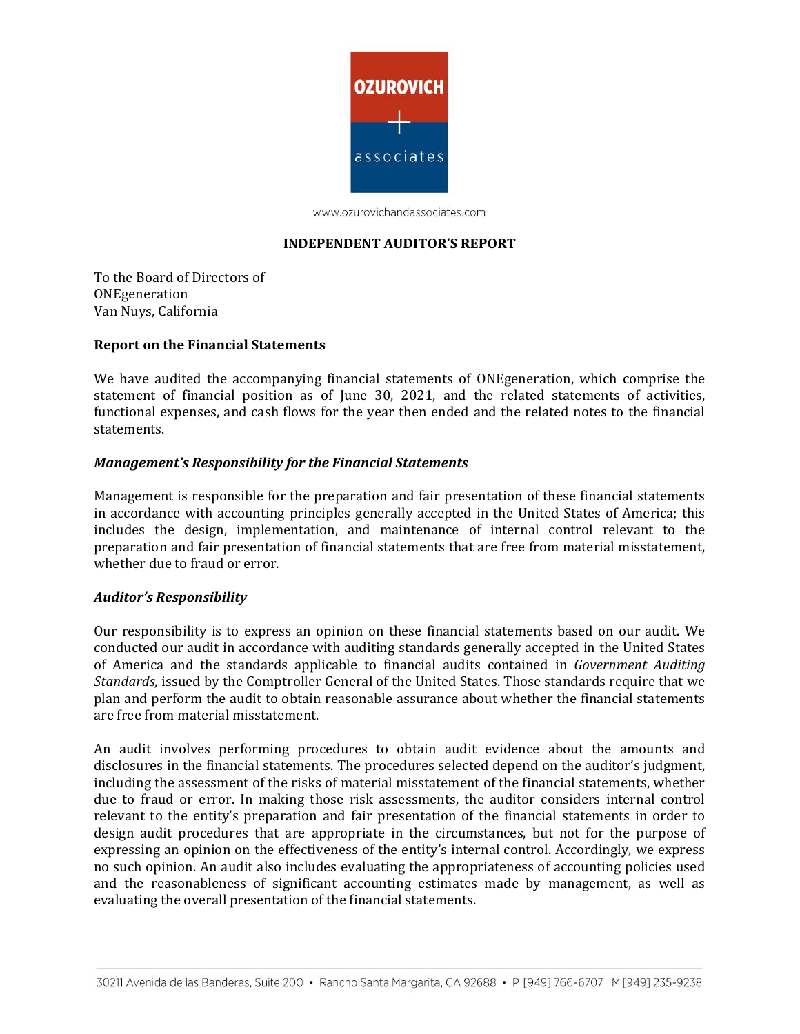OZUROVICH + associates

www.ozurovichandassociates.com

## INDEPENDENT AUDITOR'S REPORT

To the Board of Directors of
ONEgeneration
Van Nuys, California

### Report on the Financial Statements

We have audited the accompanying financial statements of ONEgeneration, which comprise the statement of financial position as of June 30, 2021, and the related statements of activities, functional expenses, and cash flows for the year then ended and the related notes to the financial statements.

#### *Management's Responsibility for the Financial Statements*

Management is responsible for the preparation and fair presentation of these financial statements in accordance with accounting principles generally accepted in the United States of America; this includes the design, implementation, and maintenance of internal control relevant to the preparation and fair presentation of financial statements that are free from material misstatement, whether due to fraud or error.

#### *Auditor's Responsibility*

Our responsibility is to express an opinion on these financial statements based on our audit. We conducted our audit in accordance with auditing standards generally accepted in the United States of America and the standards applicable to financial audits contained in *Government Auditing Standards*, issued by the Comptroller General of the United States. Those standards require that we plan and perform the audit to obtain reasonable assurance about whether the financial statements are free from material misstatement.

An audit involves performing procedures to obtain audit evidence about the amounts and disclosures in the financial statements. The procedures selected depend on the auditor's judgment, including the assessment of the risks of material misstatement of the financial statements, whether due to fraud or error. In making those risk assessments, the auditor considers internal control relevant to the entity's preparation and fair presentation of the financial statements in order to design audit procedures that are appropriate in the circumstances, but not for the purpose of expressing an opinion on the effectiveness of the entity's internal control. Accordingly, we express no such opinion. An audit also includes evaluating the appropriateness of accounting policies used and the reasonableness of significant accounting estimates made by management, as well as evaluating the overall presentation of the financial statements.

30211 Avenida de las Banderas, Suite 200 • Rancho Santa Margarita, CA 92688 • P [949] 766-6707 M [949] 235-9238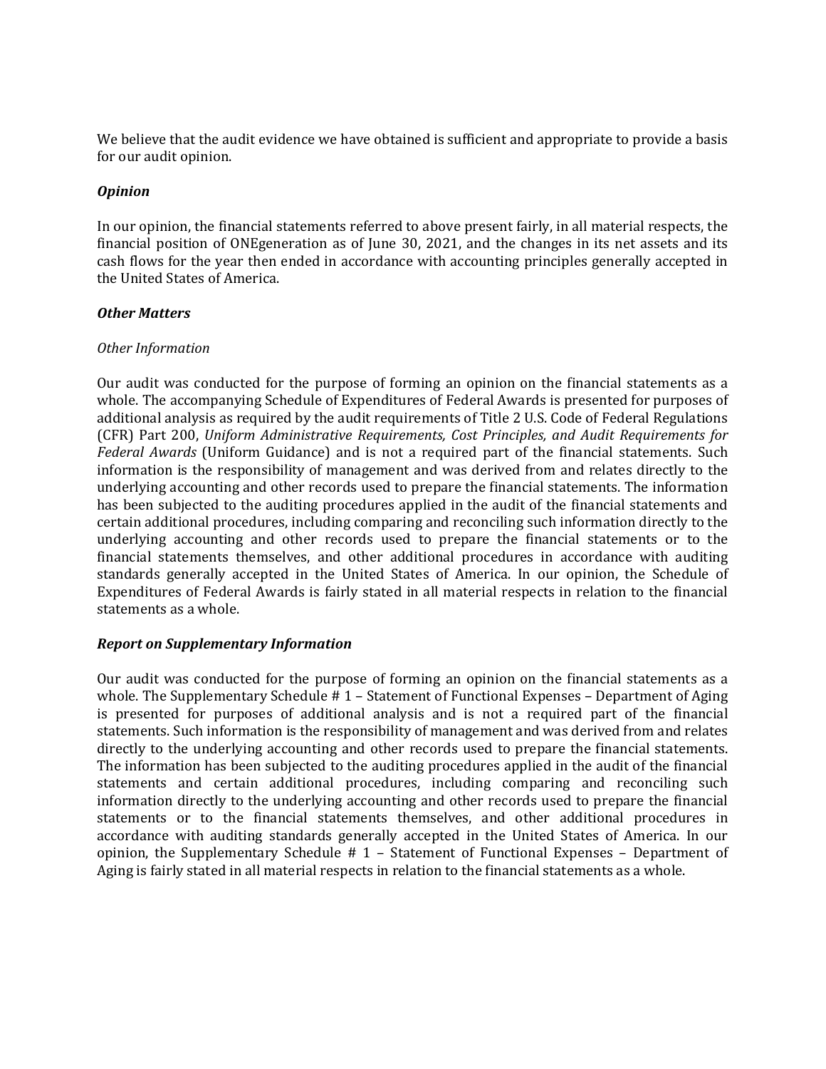We believe that the audit evidence we have obtained is sufficient and appropriate to provide a basis for our audit opinion.

***Opinion***

In our opinion, the financial statements referred to above present fairly, in all material respects, the financial position of ONEgeneration as of June 30, 2021, and the changes in its net assets and its cash flows for the year then ended in accordance with accounting principles generally accepted in the United States of America.

***Other Matters***

*Other Information*

Our audit was conducted for the purpose of forming an opinion on the financial statements as a whole. The accompanying Schedule of Expenditures of Federal Awards is presented for purposes of additional analysis as required by the audit requirements of Title 2 U.S. Code of Federal Regulations (CFR) Part 200, *Uniform Administrative Requirements, Cost Principles, and Audit Requirements for Federal Awards* (Uniform Guidance) and is not a required part of the financial statements. Such information is the responsibility of management and was derived from and relates directly to the underlying accounting and other records used to prepare the financial statements. The information has been subjected to the auditing procedures applied in the audit of the financial statements and certain additional procedures, including comparing and reconciling such information directly to the underlying accounting and other records used to prepare the financial statements or to the financial statements themselves, and other additional procedures in accordance with auditing standards generally accepted in the United States of America. In our opinion, the Schedule of Expenditures of Federal Awards is fairly stated in all material respects in relation to the financial statements as a whole.

***Report on Supplementary Information***

Our audit was conducted for the purpose of forming an opinion on the financial statements as a whole. The Supplementary Schedule # 1 – Statement of Functional Expenses – Department of Aging is presented for purposes of additional analysis and is not a required part of the financial statements. Such information is the responsibility of management and was derived from and relates directly to the underlying accounting and other records used to prepare the financial statements. The information has been subjected to the auditing procedures applied in the audit of the financial statements and certain additional procedures, including comparing and reconciling such information directly to the underlying accounting and other records used to prepare the financial statements or to the financial statements themselves, and other additional procedures in accordance with auditing standards generally accepted in the United States of America. In our opinion, the Supplementary Schedule # 1 – Statement of Functional Expenses – Department of Aging is fairly stated in all material respects in relation to the financial statements as a whole.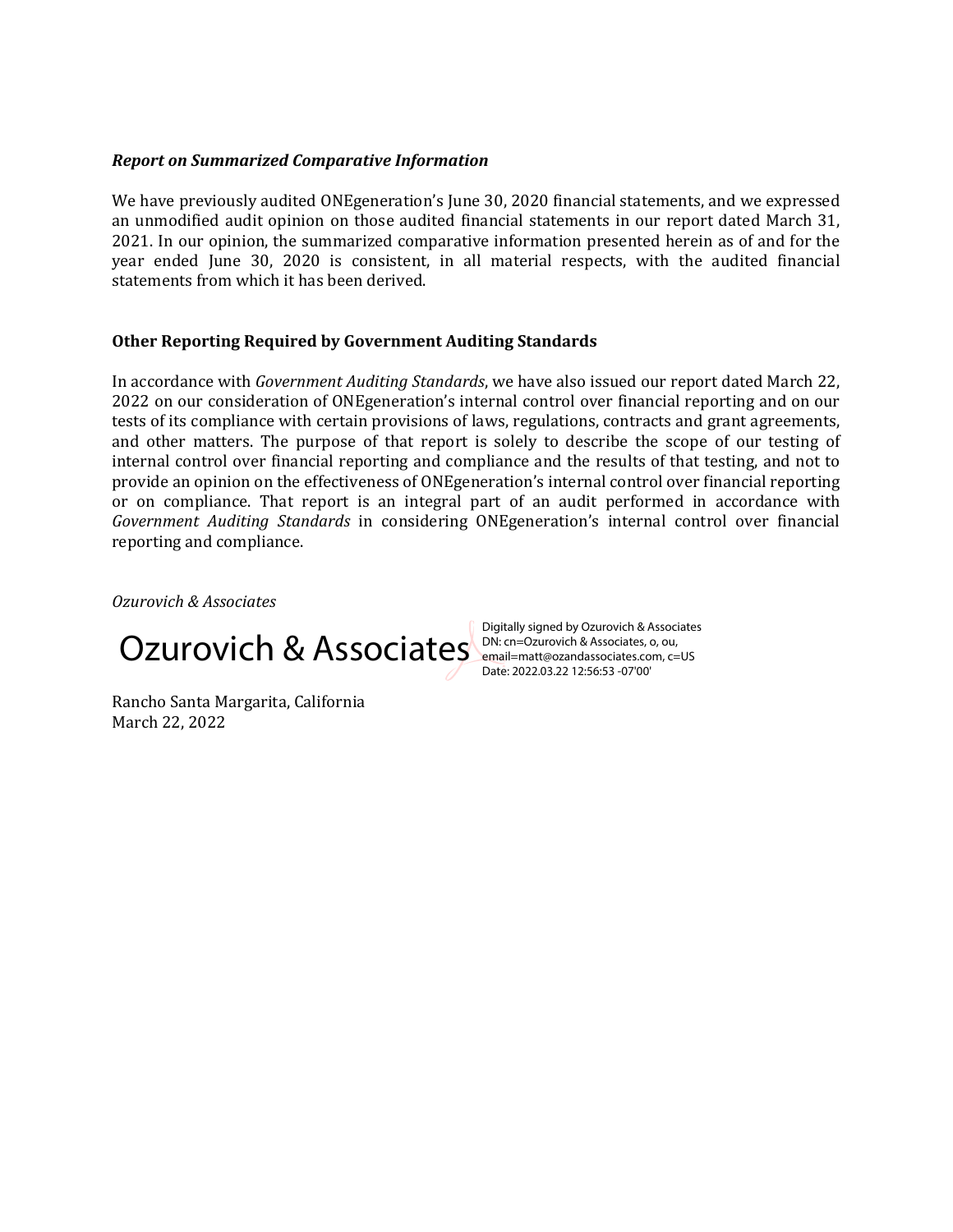***Report on Summarized Comparative Information***

We have previously audited ONEgeneration's June 30, 2020 financial statements, and we expressed an unmodified audit opinion on those audited financial statements in our report dated March 31, 2021. In our opinion, the summarized comparative information presented herein as of and for the year ended June 30, 2020 is consistent, in all material respects, with the audited financial statements from which it has been derived.

**Other Reporting Required by Government Auditing Standards**

In accordance with *Government Auditing Standards*, we have also issued our report dated March 22, 2022 on our consideration of ONEgeneration's internal control over financial reporting and on our tests of its compliance with certain provisions of laws, regulations, contracts and grant agreements, and other matters. The purpose of that report is solely to describe the scope of our testing of internal control over financial reporting and compliance and the results of that testing, and not to provide an opinion on the effectiveness of ONEgeneration's internal control over financial reporting or on compliance. That report is an integral part of an audit performed in accordance with *Government Auditing Standards* in considering ONEgeneration's internal control over financial reporting and compliance.

*Ozurovich & Associates*

Ozurovich & Associates

Digitally signed by Ozurovich & Associates
DN: cn=Ozurovich & Associates, o, ou, email=matt@ozandassociates.com, c=US
Date: 2022.03.22 12:56:53 -07'00'

Rancho Santa Margarita, California
March 22, 2022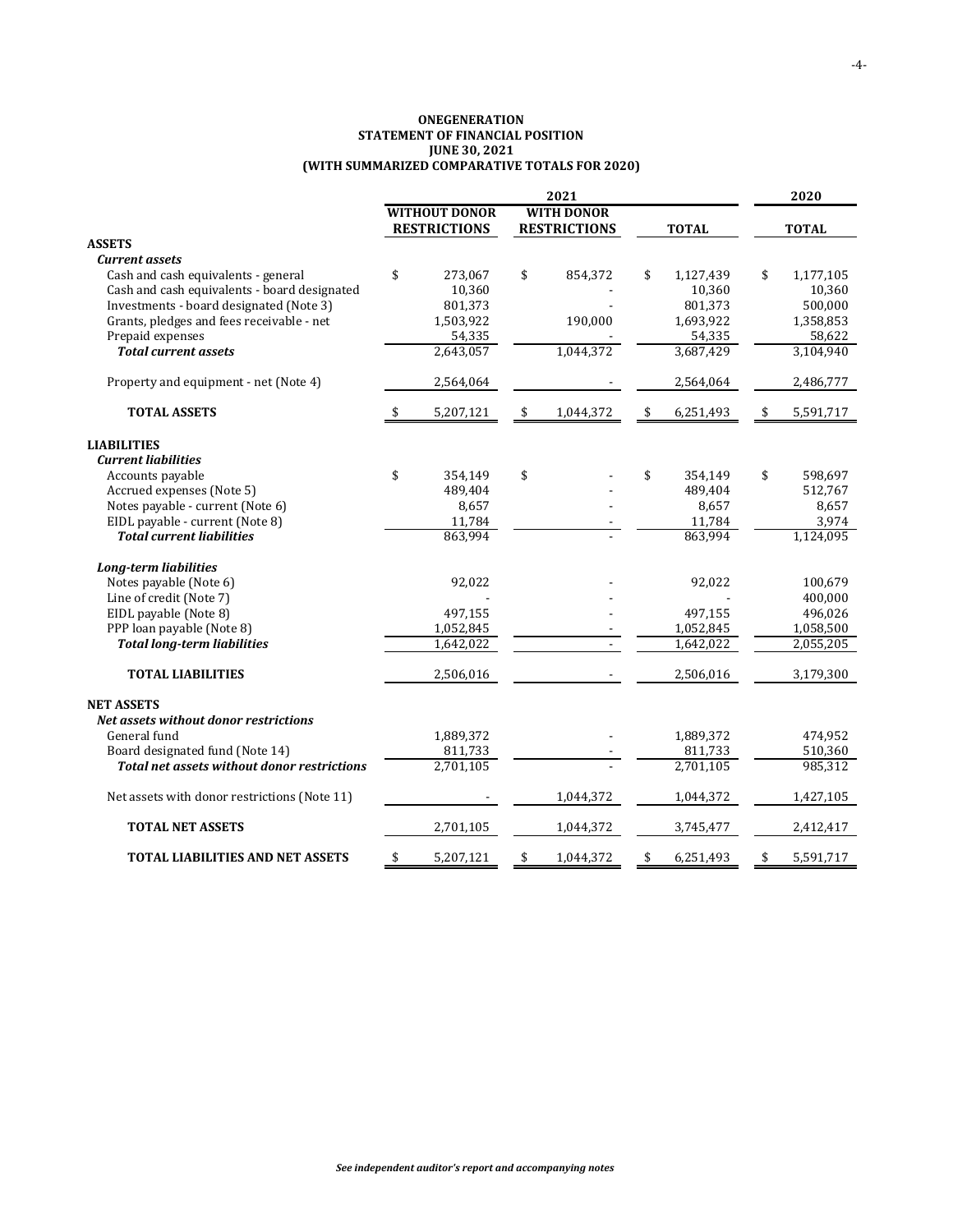**ONEGENERATION**
**STATEMENT OF FINANCIAL POSITION**
**JUNE 30, 2021**
**(WITH SUMMARIZED COMPARATIVE TOTALS FOR 2020)**

| | 2021 | | | 2020 |
|---|---|---|---|---|
| | **WITHOUT DONOR RESTRICTIONS** | **WITH DONOR RESTRICTIONS** | **TOTAL** | **TOTAL** |
| **ASSETS** | | | | |
| ***Current assets*** | | | | |
| Cash and cash equivalents - general | $ 273,067 | $ 854,372 | $ 1,127,439 | $ 1,177,105 |
| Cash and cash equivalents - board designated | 10,360 | - | 10,360 | 10,360 |
| Investments - board designated (Note 3) | 801,373 | - | 801,373 | 500,000 |
| Grants, pledges and fees receivable - net | 1,503,922 | 190,000 | 1,693,922 | 1,358,853 |
| Prepaid expenses | 54,335 | - | 54,335 | 58,622 |
| ***Total current assets*** | 2,643,057 | 1,044,372 | 3,687,429 | 3,104,940 |
| Property and equipment - net (Note 4) | 2,564,064 | - | 2,564,064 | 2,486,777 |
| **TOTAL ASSETS** | $ 5,207,121 | $ 1,044,372 | $ 6,251,493 | $ 5,591,717 |
| **LIABILITIES** | | | | |
| ***Current liabilities*** | | | | |
| Accounts payable | $ 354,149 | $ - | $ 354,149 | $ 598,697 |
| Accrued expenses (Note 5) | 489,404 | - | 489,404 | 512,767 |
| Notes payable - current (Note 6) | 8,657 | - | 8,657 | 8,657 |
| EIDL payable - current (Note 8) | 11,784 | - | 11,784 | 3,974 |
| ***Total current liabilities*** | 863,994 | - | 863,994 | 1,124,095 |
| ***Long-term liabilities*** | | | | |
| Notes payable (Note 6) | 92,022 | - | 92,022 | 100,679 |
| Line of credit (Note 7) | - | - | - | 400,000 |
| EIDL payable (Note 8) | 497,155 | - | 497,155 | 496,026 |
| PPP loan payable (Note 8) | 1,052,845 | - | 1,052,845 | 1,058,500 |
| ***Total long-term liabilities*** | 1,642,022 | - | 1,642,022 | 2,055,205 |
| **TOTAL LIABILITIES** | 2,506,016 | - | 2,506,016 | 3,179,300 |
| **NET ASSETS** | | | | |
| ***Net assets without donor restrictions*** | | | | |
| General fund | 1,889,372 | - | 1,889,372 | 474,952 |
| Board designated fund (Note 14) | 811,733 | - | 811,733 | 510,360 |
| ***Total net assets without donor restrictions*** | 2,701,105 | - | 2,701,105 | 985,312 |
| Net assets with donor restrictions (Note 11) | - | 1,044,372 | 1,044,372 | 1,427,105 |
| **TOTAL NET ASSETS** | 2,701,105 | 1,044,372 | 3,745,477 | 2,412,417 |
| **TOTAL LIABILITIES AND NET ASSETS** | $ 5,207,121 | $ 1,044,372 | $ 6,251,493 | $ 5,591,717 |

*See independent auditor's report and accompanying notes*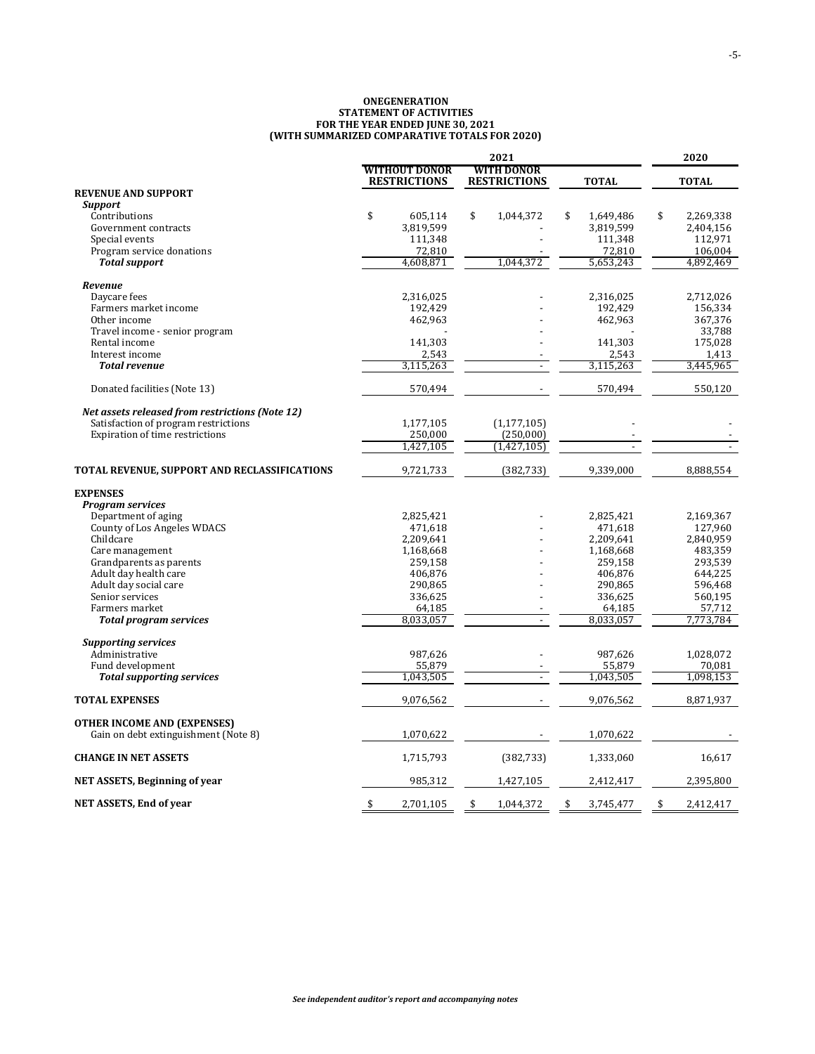# ONEGENERATION
## STATEMENT OF ACTIVITIES
### FOR THE YEAR ENDED JUNE 30, 2021
### (WITH SUMMARIZED COMPARATIVE TOTALS FOR 2020)

| | 2021 | | | 2020 |
|---|---|---|---|---|
| | **WITHOUT DONOR RESTRICTIONS** | **WITH DONOR RESTRICTIONS** | **TOTAL** | **TOTAL** |
| **REVENUE AND SUPPORT** | | | | |
| ***Support*** | | | | |
| Contributions | $ 605,114 | $ 1,044,372 | $ 1,649,486 | $ 2,269,338 |
| Government contracts | 3,819,599 | - | 3,819,599 | 2,404,156 |
| Special events | 111,348 | - | 111,348 | 112,971 |
| Program service donations | 72,810 | - | 72,810 | 106,004 |
| ***Total support*** | 4,608,871 | 1,044,372 | 5,653,243 | 4,892,469 |
| ***Revenue*** | | | | |
| Daycare fees | 2,316,025 | - | 2,316,025 | 2,712,026 |
| Farmers market income | 192,429 | - | 192,429 | 156,334 |
| Other income | 462,963 | - | 462,963 | 367,376 |
| Travel income - senior program | - | - | - | 33,788 |
| Rental income | 141,303 | - | 141,303 | 175,028 |
| Interest income | 2,543 | - | 2,543 | 1,413 |
| ***Total revenue*** | 3,115,263 | - | 3,115,263 | 3,445,965 |
| Donated facilities (Note 13) | 570,494 | - | 570,494 | 550,120 |
| ***Net assets released from restrictions (Note 12)*** | | | | |
| Satisfaction of program restrictions | 1,177,105 | (1,177,105) | - | - |
| Expiration of time restrictions | 250,000 | (250,000) | - | - |
| | 1,427,105 | (1,427,105) | - | - |
| **TOTAL REVENUE, SUPPORT AND RECLASSIFICATIONS** | 9,721,733 | (382,733) | 9,339,000 | 8,888,554 |
| **EXPENSES** | | | | |
| ***Program services*** | | | | |
| Department of aging | 2,825,421 | - | 2,825,421 | 2,169,367 |
| County of Los Angeles WDACS | 471,618 | - | 471,618 | 127,960 |
| Childcare | 2,209,641 | - | 2,209,641 | 2,840,959 |
| Care management | 1,168,668 | - | 1,168,668 | 483,359 |
| Grandparents as parents | 259,158 | - | 259,158 | 293,539 |
| Adult day health care | 406,876 | - | 406,876 | 644,225 |
| Adult day social care | 290,865 | - | 290,865 | 596,468 |
| Senior services | 336,625 | - | 336,625 | 560,195 |
| Farmers market | 64,185 | - | 64,185 | 57,712 |
| ***Total program services*** | 8,033,057 | - | 8,033,057 | 7,773,784 |
| ***Supporting services*** | | | | |
| Administrative | 987,626 | - | 987,626 | 1,028,072 |
| Fund development | 55,879 | - | 55,879 | 70,081 |
| ***Total supporting services*** | 1,043,505 | - | 1,043,505 | 1,098,153 |
| **TOTAL EXPENSES** | 9,076,562 | - | 9,076,562 | 8,871,937 |
| **OTHER INCOME AND (EXPENSES)** | | | | |
| Gain on debt extinguishment (Note 8) | 1,070,622 | - | 1,070,622 | - |
| **CHANGE IN NET ASSETS** | 1,715,793 | (382,733) | 1,333,060 | 16,617 |
| **NET ASSETS, Beginning of year** | 985,312 | 1,427,105 | 2,412,417 | 2,395,800 |
| **NET ASSETS, End of year** | $ 2,701,105 | $ 1,044,372 | $ 3,745,477 | $ 2,412,417 |

*See independent auditor's report and accompanying notes*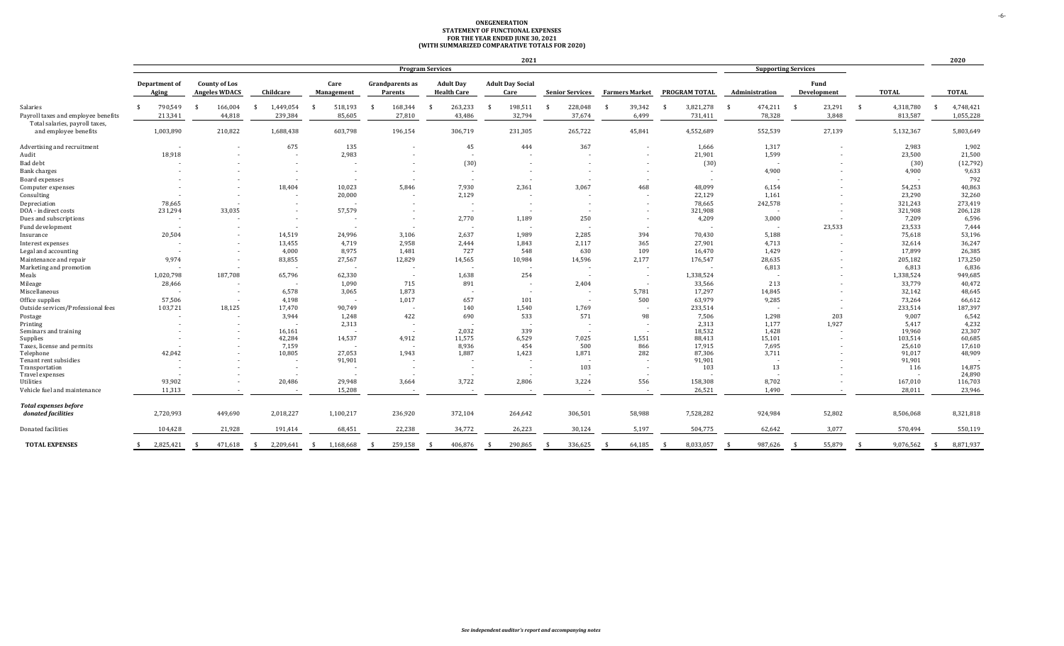# ONEGENERATION
## STATEMENT OF FUNCTIONAL EXPENSES
### FOR THE YEAR ENDED JUNE 30, 2021
### (WITH SUMMARIZED COMPARATIVE TOTALS FOR 2020)

| | 2021 | | | | | | | | | | | | | 2020 |
|---|---|---|---|---|---|---|---|---|---|---|---|---|---|---|
| | Program Services | | | | | | | | | | Supporting Services | | | |
| | Department of Aging | County of Los Angeles WDACS | Childcare | Care Management | Grandparents as Parents | Adult Day Health Care | Adult Day Social Care | Senior Services | Farmers Market | PROGRAM TOTAL | Administration | Fund Development | TOTAL | TOTAL |
| Salaries | $ 790,549 | $ 166,004 | $ 1,449,054 | $ 518,193 | $ 168,344 | $ 263,233 | $ 198,511 | $ 228,048 | $ 39,342 | $ 3,821,278 | $ 474,211 | $ 23,291 | $ 4,318,780 | $ 4,748,421 |
| Payroll taxes and employee benefits | 213,341 | 44,818 | 239,384 | 85,605 | 27,810 | 43,486 | 32,794 | 37,674 | 6,499 | 731,411 | 78,328 | 3,848 | 813,587 | 1,055,228 |
| Total salaries, payroll taxes, and employee benefits | 1,003,890 | 210,822 | 1,688,438 | 603,798 | 196,154 | 306,719 | 231,305 | 265,722 | 45,841 | 4,552,689 | 552,539 | 27,139 | 5,132,367 | 5,803,649 |
| Advertising and recruitment | - | - | 675 | 135 | - | 45 | 444 | 367 | - | 1,666 | 1,317 | - | 2,983 | 1,902 |
| Audit | 18,918 | - | - | 2,983 | - | - | - | - | - | 21,901 | 1,599 | - | 23,500 | 21,500 |
| Bad debt | - | - | - | - | - | (30) | - | - | - | (30) | - | - | (30) | (12,792) |
| Bank charges | - | - | - | - | - | - | - | - | - | - | 4,900 | - | 4,900 | 9,633 |
| Board expenses | - | - | - | - | - | - | - | - | - | - | - | - | - | 792 |
| Computer expenses | - | - | 18,404 | 10,023 | 5,846 | 7,930 | 2,361 | 3,067 | 468 | 48,099 | 6,154 | - | 54,253 | 40,863 |
| Consulting | - | - | - | 20,000 | - | 2,129 | - | - | - | 22,129 | 1,161 | - | 23,290 | 32,260 |
| Depreciation | 78,665 | - | - | - | - | - | - | - | - | 78,665 | 242,578 | - | 321,243 | 273,419 |
| DOA - indirect costs | 231,294 | 33,035 | - | 57,579 | - | - | - | - | - | 321,908 | - | - | 321,908 | 206,128 |
| Dues and subscriptions | - | - | - | - | - | 2,770 | 1,189 | 250 | - | 4,209 | 3,000 | - | 7,209 | 6,596 |
| Fund development | - | - | - | - | - | - | - | - | - | - | - | 23,533 | 23,533 | 7,444 |
| Insurance | 20,504 | - | 14,519 | 24,996 | 3,106 | 2,637 | 1,989 | 2,285 | 394 | 70,430 | 5,188 | - | 75,618 | 53,196 |
| Interest expenses | - | - | 13,455 | 4,719 | 2,958 | 2,444 | 1,843 | 2,117 | 365 | 27,901 | 4,713 | - | 32,614 | 36,247 |
| Legal and accounting | - | - | 4,000 | 8,975 | 1,481 | 727 | 548 | 630 | 109 | 16,470 | 1,429 | - | 17,899 | 26,385 |
| Maintenance and repair | 9,974 | - | 83,855 | 27,567 | 12,829 | 14,565 | 10,984 | 14,596 | 2,177 | 176,547 | 28,635 | - | 205,182 | 173,250 |
| Marketing and promotion | - | - | - | - | - | - | - | - | - | - | 6,813 | - | 6,813 | 6,836 |
| Meals | 1,020,798 | 187,708 | 65,796 | 62,330 | - | 1,638 | 254 | - | - | 1,338,524 | - | - | 1,338,524 | 949,685 |
| Mileage | 28,466 | - | - | 1,090 | 715 | 891 | - | 2,404 | - | 33,566 | 213 | - | 33,779 | 40,472 |
| Miscellaneous | - | - | 6,578 | 3,065 | 1,873 | - | - | - | 5,781 | 17,297 | 14,845 | - | 32,142 | 48,645 |
| Office supplies | 57,506 | - | 4,198 | - | 1,017 | 657 | 101 | - | 500 | 63,979 | 9,285 | - | 73,264 | 66,612 |
| Outside services/Professional fees | 103,721 | 18,125 | 17,470 | 90,749 | - | 140 | 1,540 | 1,769 | - | 233,514 | - | - | 233,514 | 187,397 |
| Postage | - | - | 3,944 | 1,248 | 422 | 690 | 533 | 571 | 98 | 7,506 | 1,298 | 203 | 9,007 | 6,542 |
| Printing | - | - | - | 2,313 | - | - | - | - | - | 2,313 | 1,177 | 1,927 | 5,417 | 4,232 |
| Seminars and training | - | - | 16,161 | - | - | 2,032 | 339 | - | - | 18,532 | 1,428 | - | 19,960 | 23,307 |
| Supplies | - | - | 42,284 | 14,537 | 4,912 | 11,575 | 6,529 | 7,025 | 1,551 | 88,413 | 15,101 | - | 103,514 | 60,685 |
| Taxes, license and permits | - | - | 7,159 | - | - | 8,936 | 454 | 500 | 866 | 17,915 | 7,695 | - | 25,610 | 17,610 |
| Telephone | 42,042 | - | 10,805 | 27,053 | 1,943 | 1,887 | 1,423 | 1,871 | 282 | 87,306 | 3,711 | - | 91,017 | 48,909 |
| Tenant rent subsidies | - | - | - | 91,901 | - | - | - | - | - | 91,901 | - | - | 91,901 | - |
| Transportation | - | - | - | - | - | - | - | 103 | - | 103 | 13 | - | 116 | 14,875 |
| Travel expenses | - | - | - | - | - | - | - | - | - | - | - | - | - | 24,890 |
| Utilities | 93,902 | - | 20,486 | 29,948 | 3,664 | 3,722 | 2,806 | 3,224 | 556 | 158,308 | 8,702 | - | 167,010 | 116,703 |
| Vehicle fuel and maintenance | 11,313 | - | - | 15,208 | - | - | - | - | - | 26,521 | 1,490 | - | 28,011 | 23,946 |
| ***Total expenses before donated facilities*** | 2,720,993 | 449,690 | 2,018,227 | 1,100,217 | 236,920 | 372,104 | 264,642 | 306,501 | 58,988 | 7,528,282 | 924,984 | 52,802 | 8,506,068 | 8,321,818 |
| Donated facilities | 104,428 | 21,928 | 191,414 | 68,451 | 22,238 | 34,772 | 26,223 | 30,124 | 5,197 | 504,775 | 62,642 | 3,077 | 570,494 | 550,119 |
| **TOTAL EXPENSES** | $ 2,825,421 | $ 471,618 | $ 2,209,641 | $ 1,168,668 | $ 259,158 | $ 406,876 | $ 290,865 | $ 336,625 | $ 64,185 | $ 8,033,057 | $ 987,626 | $ 55,879 | $ 9,076,562 | $ 8,871,937 |

*See independent auditor's report and accompanying notes*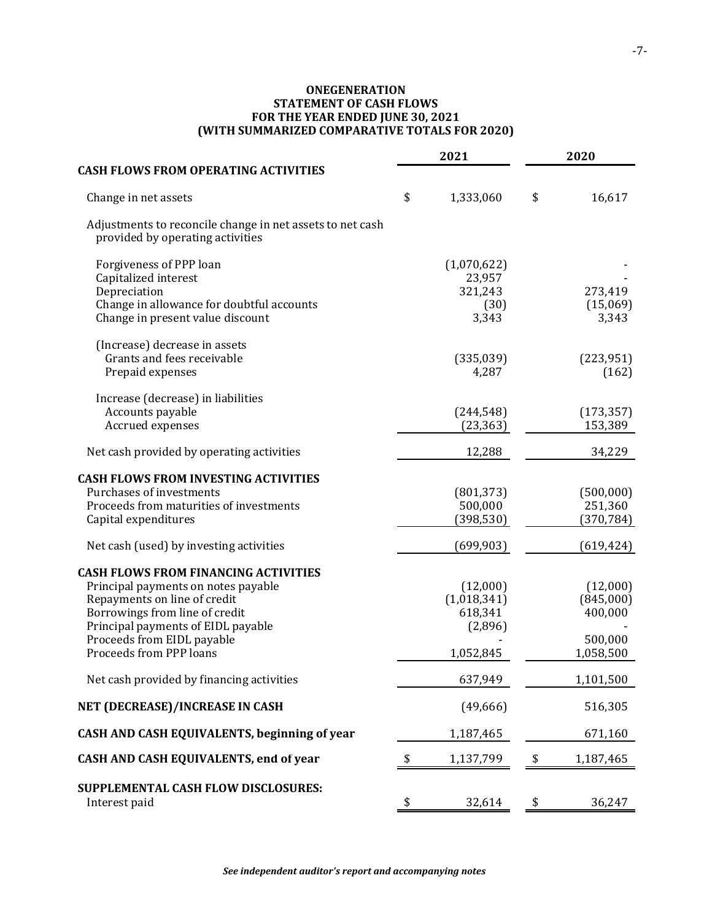# ONEGENERATION
## STATEMENT OF CASH FLOWS
### FOR THE YEAR ENDED JUNE 30, 2021
### (WITH SUMMARIZED COMPARATIVE TOTALS FOR 2020)

| | 2021 | 2020 |
|---|---|---|
| **CASH FLOWS FROM OPERATING ACTIVITIES** | | |
| Change in net assets | $ 1,333,060 | $ 16,617 |
| Adjustments to reconcile change in net assets to net cash provided by operating activities | | |
| Forgiveness of PPP loan | (1,070,622) | - |
| Capitalized interest | 23,957 | - |
| Depreciation | 321,243 | 273,419 |
| Change in allowance for doubtful accounts | (30) | (15,069) |
| Change in present value discount | 3,343 | 3,343 |
| (Increase) decrease in assets | | |
| Grants and fees receivable | (335,039) | (223,951) |
| Prepaid expenses | 4,287 | (162) |
| Increase (decrease) in liabilities | | |
| Accounts payable | (244,548) | (173,357) |
| Accrued expenses | (23,363) | 153,389 |
| Net cash provided by operating activities | 12,288 | 34,229 |
| **CASH FLOWS FROM INVESTING ACTIVITIES** | | |
| Purchases of investments | (801,373) | (500,000) |
| Proceeds from maturities of investments | 500,000 | 251,360 |
| Capital expenditures | (398,530) | (370,784) |
| Net cash (used) by investing activities | (699,903) | (619,424) |
| **CASH FLOWS FROM FINANCING ACTIVITIES** | | |
| Principal payments on notes payable | (12,000) | (12,000) |
| Repayments on line of credit | (1,018,341) | (845,000) |
| Borrowings from line of credit | 618,341 | 400,000 |
| Principal payments of EIDL payable | (2,896) | - |
| Proceeds from EIDL payable | - | 500,000 |
| Proceeds from PPP loans | 1,052,845 | 1,058,500 |
| Net cash provided by financing activities | 637,949 | 1,101,500 |
| **NET (DECREASE)/INCREASE IN CASH** | (49,666) | 516,305 |
| **CASH AND CASH EQUIVALENTS, beginning of year** | 1,187,465 | 671,160 |
| **CASH AND CASH EQUIVALENTS, end of year** | $ 1,137,799 | $ 1,187,465 |
| **SUPPLEMENTAL CASH FLOW DISCLOSURES:** | | |
| Interest paid | $ 32,614 | $ 36,247 |

***See independent auditor's report and accompanying notes***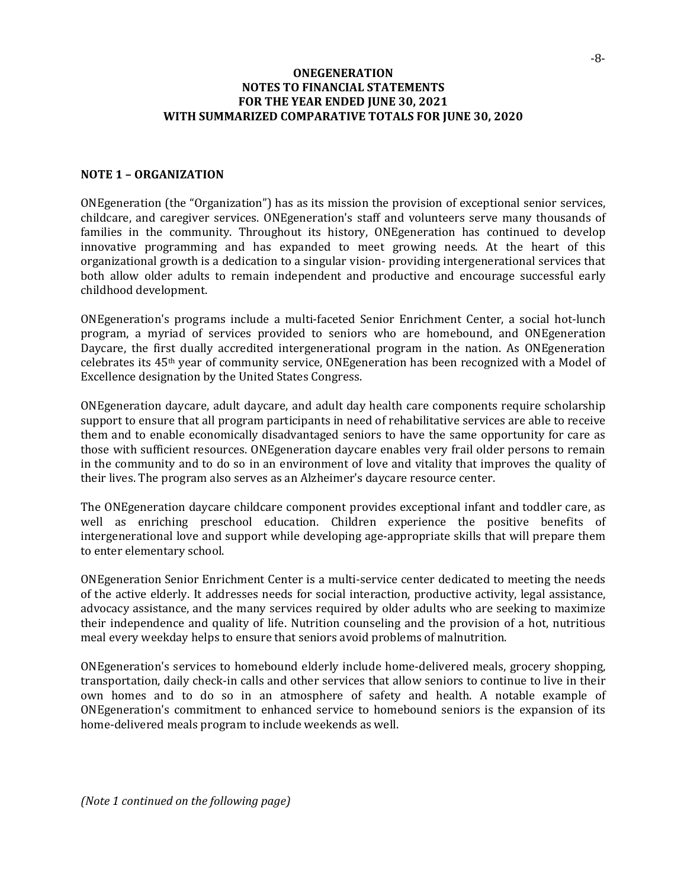**ONEGENERATION**
**NOTES TO FINANCIAL STATEMENTS**
**FOR THE YEAR ENDED JUNE 30, 2021**
**WITH SUMMARIZED COMPARATIVE TOTALS FOR JUNE 30, 2020**

## NOTE 1 – ORGANIZATION

ONEgeneration (the "Organization") has as its mission the provision of exceptional senior services, childcare, and caregiver services. ONEgeneration's staff and volunteers serve many thousands of families in the community. Throughout its history, ONEgeneration has continued to develop innovative programming and has expanded to meet growing needs. At the heart of this organizational growth is a dedication to a singular vision- providing intergenerational services that both allow older adults to remain independent and productive and encourage successful early childhood development.

ONEgeneration's programs include a multi-faceted Senior Enrichment Center, a social hot-lunch program, a myriad of services provided to seniors who are homebound, and ONEgeneration Daycare, the first dually accredited intergenerational program in the nation. As ONEgeneration celebrates its 45th year of community service, ONEgeneration has been recognized with a Model of Excellence designation by the United States Congress.

ONEgeneration daycare, adult daycare, and adult day health care components require scholarship support to ensure that all program participants in need of rehabilitative services are able to receive them and to enable economically disadvantaged seniors to have the same opportunity for care as those with sufficient resources. ONEgeneration daycare enables very frail older persons to remain in the community and to do so in an environment of love and vitality that improves the quality of their lives. The program also serves as an Alzheimer's daycare resource center.

The ONEgeneration daycare childcare component provides exceptional infant and toddler care, as well as enriching preschool education. Children experience the positive benefits of intergenerational love and support while developing age-appropriate skills that will prepare them to enter elementary school.

ONEgeneration Senior Enrichment Center is a multi-service center dedicated to meeting the needs of the active elderly. It addresses needs for social interaction, productive activity, legal assistance, advocacy assistance, and the many services required by older adults who are seeking to maximize their independence and quality of life. Nutrition counseling and the provision of a hot, nutritious meal every weekday helps to ensure that seniors avoid problems of malnutrition.

ONEgeneration's services to homebound elderly include home-delivered meals, grocery shopping, transportation, daily check-in calls and other services that allow seniors to continue to live in their own homes and to do so in an atmosphere of safety and health. A notable example of ONEgeneration's commitment to enhanced service to homebound seniors is the expansion of its home-delivered meals program to include weekends as well.

*(Note 1 continued on the following page)*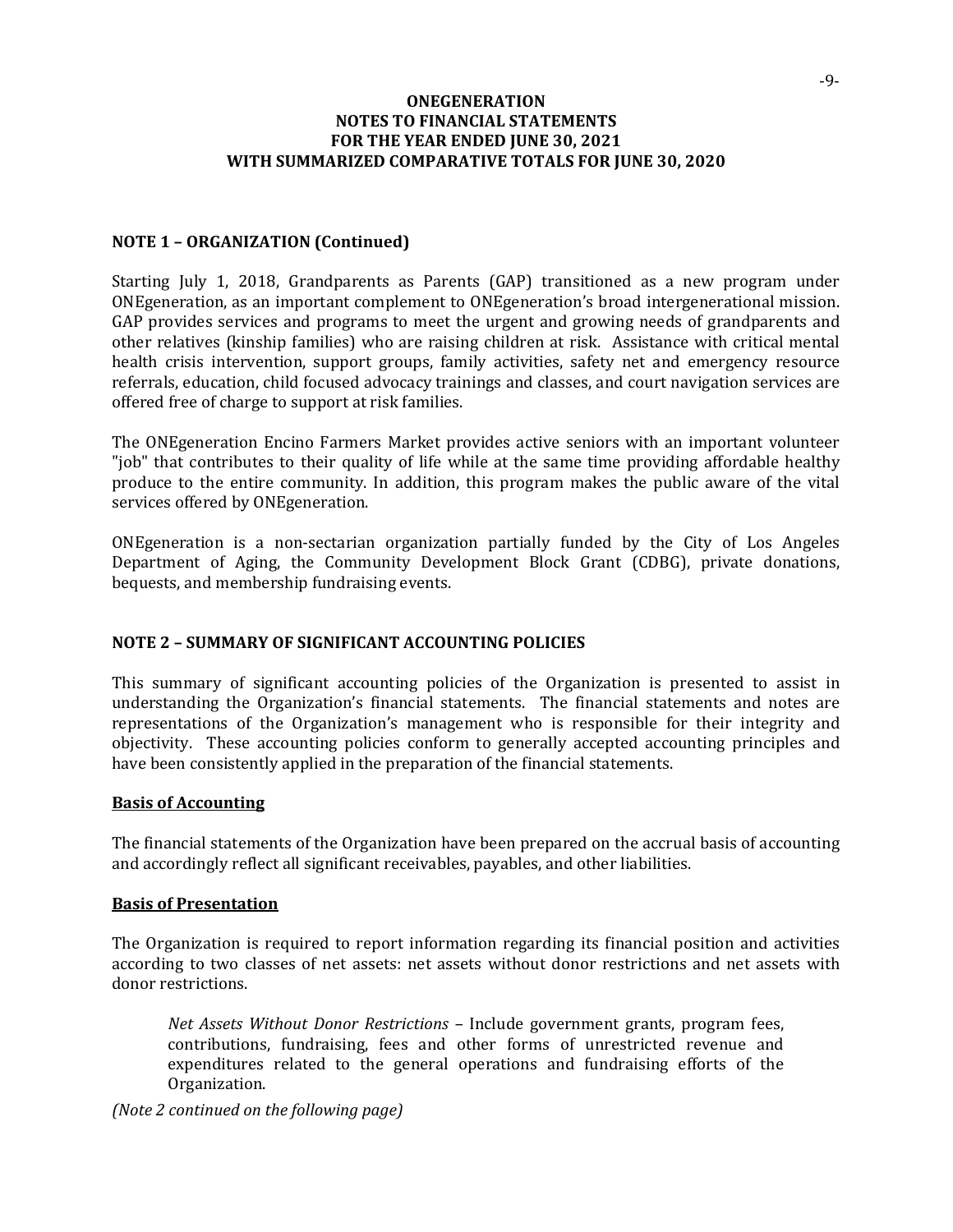## NOTE 1 – ORGANIZATION (Continued)

Starting July 1, 2018, Grandparents as Parents (GAP) transitioned as a new program under ONEgeneration, as an important complement to ONEgeneration's broad intergenerational mission. GAP provides services and programs to meet the urgent and growing needs of grandparents and other relatives (kinship families) who are raising children at risk. Assistance with critical mental health crisis intervention, support groups, family activities, safety net and emergency resource referrals, education, child focused advocacy trainings and classes, and court navigation services are offered free of charge to support at risk families.

The ONEgeneration Encino Farmers Market provides active seniors with an important volunteer "job" that contributes to their quality of life while at the same time providing affordable healthy produce to the entire community. In addition, this program makes the public aware of the vital services offered by ONEgeneration.

ONEgeneration is a non-sectarian organization partially funded by the City of Los Angeles Department of Aging, the Community Development Block Grant (CDBG), private donations, bequests, and membership fundraising events.

## NOTE 2 – SUMMARY OF SIGNIFICANT ACCOUNTING POLICIES

This summary of significant accounting policies of the Organization is presented to assist in understanding the Organization's financial statements. The financial statements and notes are representations of the Organization's management who is responsible for their integrity and objectivity. These accounting policies conform to generally accepted accounting principles and have been consistently applied in the preparation of the financial statements.

### Basis of Accounting

The financial statements of the Organization have been prepared on the accrual basis of accounting and accordingly reflect all significant receivables, payables, and other liabilities.

### Basis of Presentation

The Organization is required to report information regarding its financial position and activities according to two classes of net assets: net assets without donor restrictions and net assets with donor restrictions.

*Net Assets Without Donor Restrictions* – Include government grants, program fees, contributions, fundraising, fees and other forms of unrestricted revenue and expenditures related to the general operations and fundraising efforts of the Organization.

*(Note 2 continued on the following page)*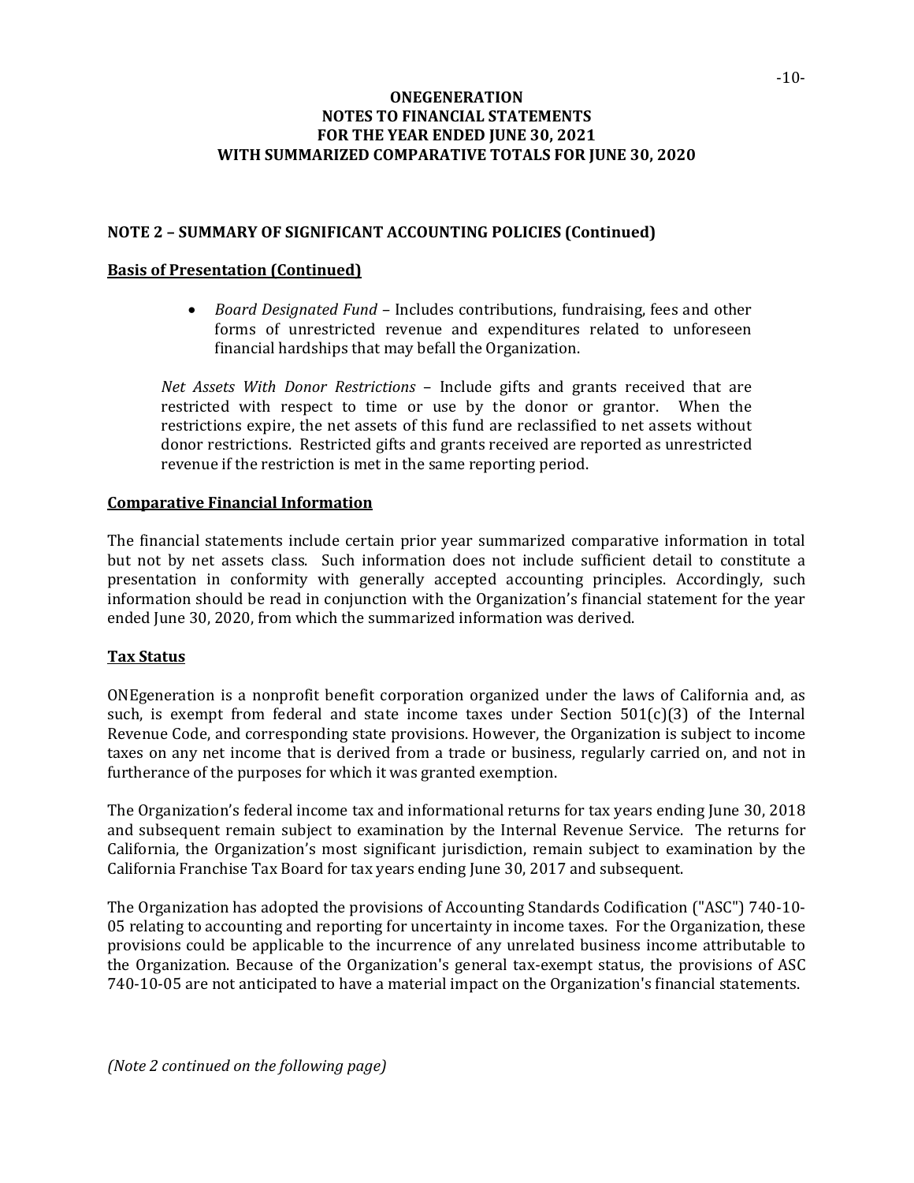## NOTE 2 – SUMMARY OF SIGNIFICANT ACCOUNTING POLICIES (Continued)

### Basis of Presentation (Continued)

- *Board Designated Fund* – Includes contributions, fundraising, fees and other forms of unrestricted revenue and expenditures related to unforeseen financial hardships that may befall the Organization.

*Net Assets With Donor Restrictions* – Include gifts and grants received that are restricted with respect to time or use by the donor or grantor. When the restrictions expire, the net assets of this fund are reclassified to net assets without donor restrictions. Restricted gifts and grants received are reported as unrestricted revenue if the restriction is met in the same reporting period.

### Comparative Financial Information

The financial statements include certain prior year summarized comparative information in total but not by net assets class. Such information does not include sufficient detail to constitute a presentation in conformity with generally accepted accounting principles. Accordingly, such information should be read in conjunction with the Organization's financial statement for the year ended June 30, 2020, from which the summarized information was derived.

### Tax Status

ONEgeneration is a nonprofit benefit corporation organized under the laws of California and, as such, is exempt from federal and state income taxes under Section 501(c)(3) of the Internal Revenue Code, and corresponding state provisions. However, the Organization is subject to income taxes on any net income that is derived from a trade or business, regularly carried on, and not in furtherance of the purposes for which it was granted exemption.

The Organization's federal income tax and informational returns for tax years ending June 30, 2018 and subsequent remain subject to examination by the Internal Revenue Service. The returns for California, the Organization's most significant jurisdiction, remain subject to examination by the California Franchise Tax Board for tax years ending June 30, 2017 and subsequent.

The Organization has adopted the provisions of Accounting Standards Codification ("ASC") 740-10-05 relating to accounting and reporting for uncertainty in income taxes. For the Organization, these provisions could be applicable to the incurrence of any unrelated business income attributable to the Organization. Because of the Organization's general tax-exempt status, the provisions of ASC 740-10-05 are not anticipated to have a material impact on the Organization's financial statements.

*(Note 2 continued on the following page)*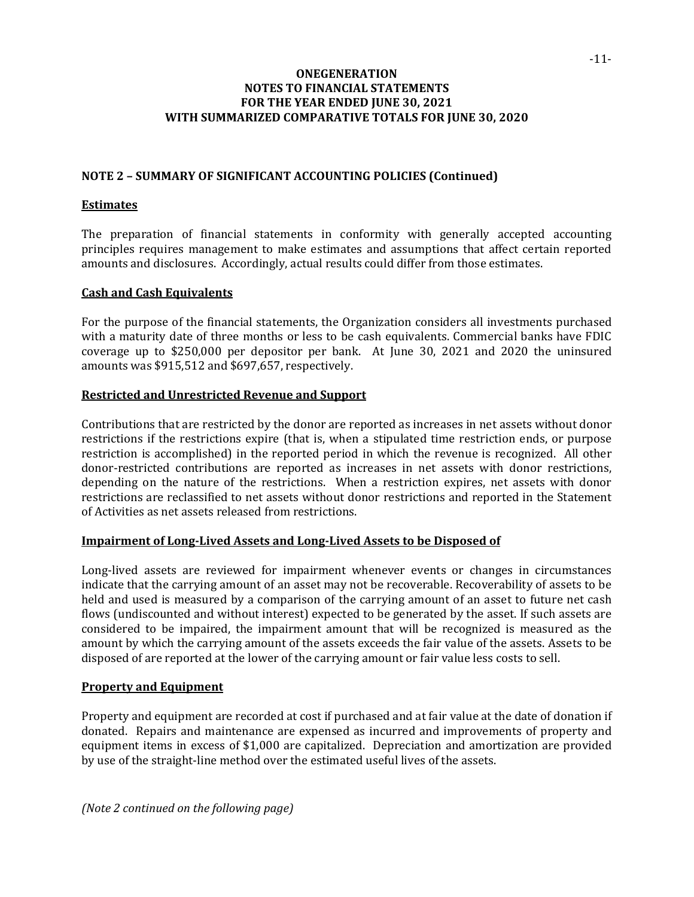**ONEGENERATION**
**NOTES TO FINANCIAL STATEMENTS**
**FOR THE YEAR ENDED JUNE 30, 2021**
**WITH SUMMARIZED COMPARATIVE TOTALS FOR JUNE 30, 2020**

## NOTE 2 – SUMMARY OF SIGNIFICANT ACCOUNTING POLICIES (Continued)

### Estimates

The preparation of financial statements in conformity with generally accepted accounting principles requires management to make estimates and assumptions that affect certain reported amounts and disclosures. Accordingly, actual results could differ from those estimates.

### Cash and Cash Equivalents

For the purpose of the financial statements, the Organization considers all investments purchased with a maturity date of three months or less to be cash equivalents. Commercial banks have FDIC coverage up to $250,000 per depositor per bank. At June 30, 2021 and 2020 the uninsured amounts was $915,512 and $697,657, respectively.

### Restricted and Unrestricted Revenue and Support

Contributions that are restricted by the donor are reported as increases in net assets without donor restrictions if the restrictions expire (that is, when a stipulated time restriction ends, or purpose restriction is accomplished) in the reported period in which the revenue is recognized. All other donor-restricted contributions are reported as increases in net assets with donor restrictions, depending on the nature of the restrictions. When a restriction expires, net assets with donor restrictions are reclassified to net assets without donor restrictions and reported in the Statement of Activities as net assets released from restrictions.

### Impairment of Long-Lived Assets and Long-Lived Assets to be Disposed of

Long-lived assets are reviewed for impairment whenever events or changes in circumstances indicate that the carrying amount of an asset may not be recoverable. Recoverability of assets to be held and used is measured by a comparison of the carrying amount of an asset to future net cash flows (undiscounted and without interest) expected to be generated by the asset. If such assets are considered to be impaired, the impairment amount that will be recognized is measured as the amount by which the carrying amount of the assets exceeds the fair value of the assets. Assets to be disposed of are reported at the lower of the carrying amount or fair value less costs to sell.

### Property and Equipment

Property and equipment are recorded at cost if purchased and at fair value at the date of donation if donated. Repairs and maintenance are expensed as incurred and improvements of property and equipment items in excess of $1,000 are capitalized. Depreciation and amortization are provided by use of the straight-line method over the estimated useful lives of the assets.

*(Note 2 continued on the following page)*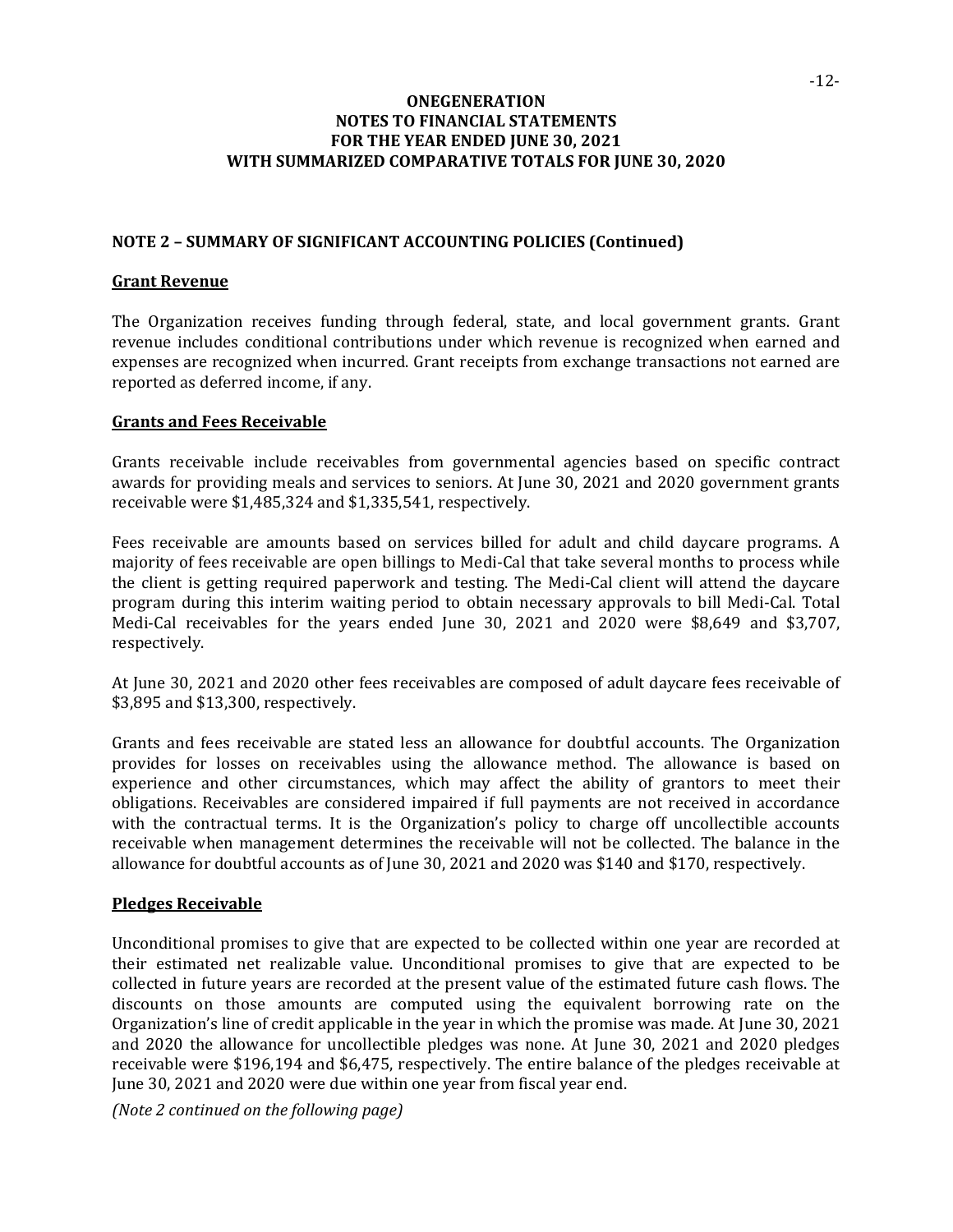# ONEGENERATION
## NOTES TO FINANCIAL STATEMENTS
## FOR THE YEAR ENDED JUNE 30, 2021
## WITH SUMMARIZED COMPARATIVE TOTALS FOR JUNE 30, 2020

### NOTE 2 – SUMMARY OF SIGNIFICANT ACCOUNTING POLICIES (Continued)

#### Grant Revenue

The Organization receives funding through federal, state, and local government grants. Grant revenue includes conditional contributions under which revenue is recognized when earned and expenses are recognized when incurred. Grant receipts from exchange transactions not earned are reported as deferred income, if any.

#### Grants and Fees Receivable

Grants receivable include receivables from governmental agencies based on specific contract awards for providing meals and services to seniors. At June 30, 2021 and 2020 government grants receivable were $1,485,324 and $1,335,541, respectively.

Fees receivable are amounts based on services billed for adult and child daycare programs. A majority of fees receivable are open billings to Medi-Cal that take several months to process while the client is getting required paperwork and testing. The Medi-Cal client will attend the daycare program during this interim waiting period to obtain necessary approvals to bill Medi-Cal. Total Medi-Cal receivables for the years ended June 30, 2021 and 2020 were $8,649 and $3,707, respectively.

At June 30, 2021 and 2020 other fees receivables are composed of adult daycare fees receivable of $3,895 and $13,300, respectively.

Grants and fees receivable are stated less an allowance for doubtful accounts. The Organization provides for losses on receivables using the allowance method. The allowance is based on experience and other circumstances, which may affect the ability of grantors to meet their obligations. Receivables are considered impaired if full payments are not received in accordance with the contractual terms. It is the Organization's policy to charge off uncollectible accounts receivable when management determines the receivable will not be collected. The balance in the allowance for doubtful accounts as of June 30, 2021 and 2020 was $140 and $170, respectively.

#### Pledges Receivable

Unconditional promises to give that are expected to be collected within one year are recorded at their estimated net realizable value. Unconditional promises to give that are expected to be collected in future years are recorded at the present value of the estimated future cash flows. The discounts on those amounts are computed using the equivalent borrowing rate on the Organization's line of credit applicable in the year in which the promise was made. At June 30, 2021 and 2020 the allowance for uncollectible pledges was none. At June 30, 2021 and 2020 pledges receivable were $196,194 and $6,475, respectively. The entire balance of the pledges receivable at June 30, 2021 and 2020 were due within one year from fiscal year end.

*(Note 2 continued on the following page)*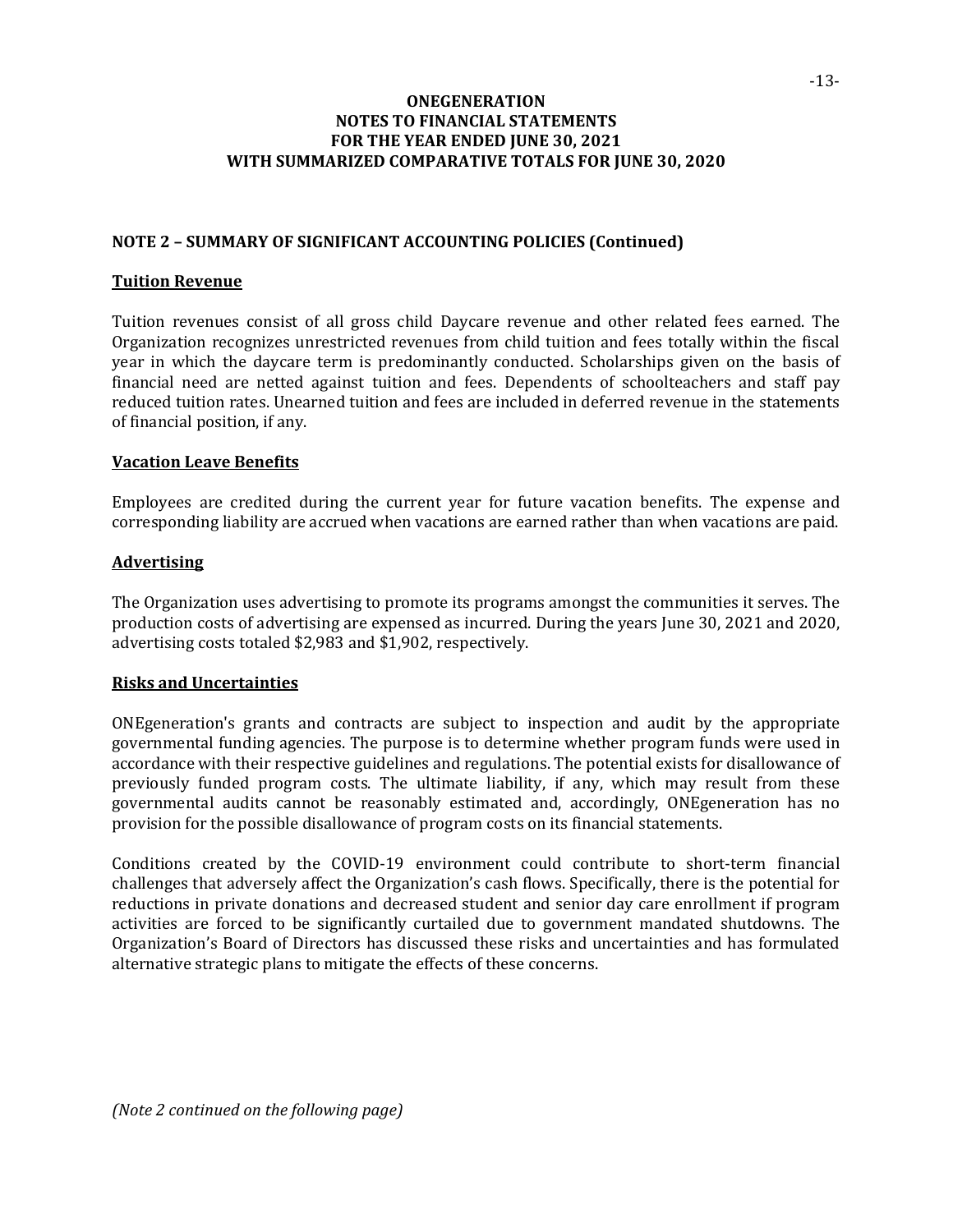## NOTE 2 – SUMMARY OF SIGNIFICANT ACCOUNTING POLICIES (Continued)

### Tuition Revenue

Tuition revenues consist of all gross child Daycare revenue and other related fees earned. The Organization recognizes unrestricted revenues from child tuition and fees totally within the fiscal year in which the daycare term is predominantly conducted. Scholarships given on the basis of financial need are netted against tuition and fees. Dependents of schoolteachers and staff pay reduced tuition rates. Unearned tuition and fees are included in deferred revenue in the statements of financial position, if any.

### Vacation Leave Benefits

Employees are credited during the current year for future vacation benefits. The expense and corresponding liability are accrued when vacations are earned rather than when vacations are paid.

### Advertising

The Organization uses advertising to promote its programs amongst the communities it serves. The production costs of advertising are expensed as incurred. During the years June 30, 2021 and 2020, advertising costs totaled $2,983 and $1,902, respectively.

### Risks and Uncertainties

ONEgeneration's grants and contracts are subject to inspection and audit by the appropriate governmental funding agencies. The purpose is to determine whether program funds were used in accordance with their respective guidelines and regulations. The potential exists for disallowance of previously funded program costs. The ultimate liability, if any, which may result from these governmental audits cannot be reasonably estimated and, accordingly, ONEgeneration has no provision for the possible disallowance of program costs on its financial statements.

Conditions created by the COVID-19 environment could contribute to short-term financial challenges that adversely affect the Organization's cash flows. Specifically, there is the potential for reductions in private donations and decreased student and senior day care enrollment if program activities are forced to be significantly curtailed due to government mandated shutdowns. The Organization's Board of Directors has discussed these risks and uncertainties and has formulated alternative strategic plans to mitigate the effects of these concerns.

*(Note 2 continued on the following page)*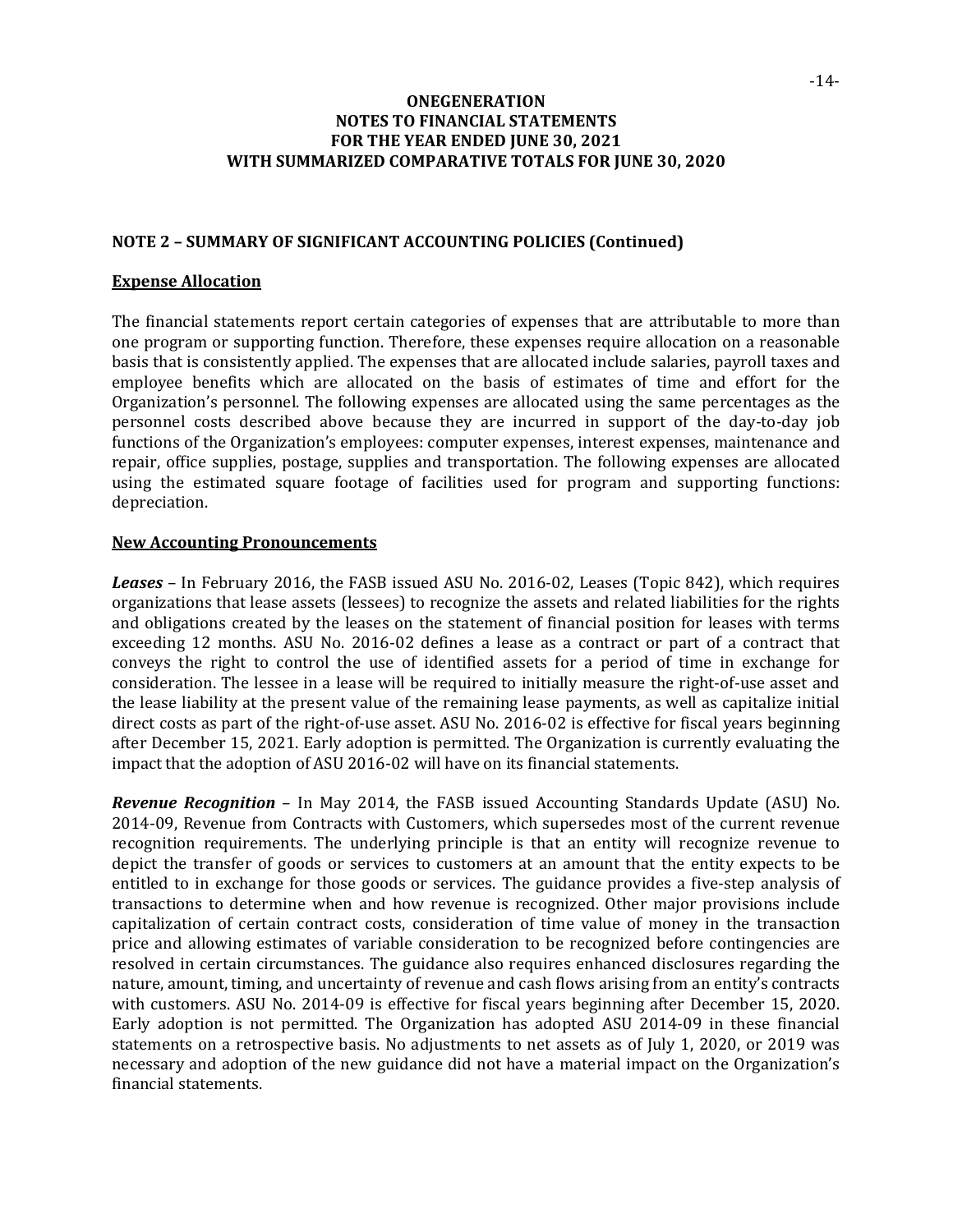# ONEGENERATION
# NOTES TO FINANCIAL STATEMENTS
# FOR THE YEAR ENDED JUNE 30, 2021
# WITH SUMMARIZED COMPARATIVE TOTALS FOR JUNE 30, 2020

## NOTE 2 – SUMMARY OF SIGNIFICANT ACCOUNTING POLICIES (Continued)

### Expense Allocation

The financial statements report certain categories of expenses that are attributable to more than one program or supporting function. Therefore, these expenses require allocation on a reasonable basis that is consistently applied. The expenses that are allocated include salaries, payroll taxes and employee benefits which are allocated on the basis of estimates of time and effort for the Organization's personnel. The following expenses are allocated using the same percentages as the personnel costs described above because they are incurred in support of the day-to-day job functions of the Organization's employees: computer expenses, interest expenses, maintenance and repair, office supplies, postage, supplies and transportation. The following expenses are allocated using the estimated square footage of facilities used for program and supporting functions: depreciation.

### New Accounting Pronouncements

***Leases*** – In February 2016, the FASB issued ASU No. 2016-02, Leases (Topic 842), which requires organizations that lease assets (lessees) to recognize the assets and related liabilities for the rights and obligations created by the leases on the statement of financial position for leases with terms exceeding 12 months. ASU No. 2016-02 defines a lease as a contract or part of a contract that conveys the right to control the use of identified assets for a period of time in exchange for consideration. The lessee in a lease will be required to initially measure the right-of-use asset and the lease liability at the present value of the remaining lease payments, as well as capitalize initial direct costs as part of the right-of-use asset. ASU No. 2016-02 is effective for fiscal years beginning after December 15, 2021. Early adoption is permitted. The Organization is currently evaluating the impact that the adoption of ASU 2016-02 will have on its financial statements.

***Revenue Recognition*** – In May 2014, the FASB issued Accounting Standards Update (ASU) No. 2014-09, Revenue from Contracts with Customers, which supersedes most of the current revenue recognition requirements. The underlying principle is that an entity will recognize revenue to depict the transfer of goods or services to customers at an amount that the entity expects to be entitled to in exchange for those goods or services. The guidance provides a five-step analysis of transactions to determine when and how revenue is recognized. Other major provisions include capitalization of certain contract costs, consideration of time value of money in the transaction price and allowing estimates of variable consideration to be recognized before contingencies are resolved in certain circumstances. The guidance also requires enhanced disclosures regarding the nature, amount, timing, and uncertainty of revenue and cash flows arising from an entity's contracts with customers. ASU No. 2014-09 is effective for fiscal years beginning after December 15, 2020. Early adoption is not permitted. The Organization has adopted ASU 2014-09 in these financial statements on a retrospective basis. No adjustments to net assets as of July 1, 2020, or 2019 was necessary and adoption of the new guidance did not have a material impact on the Organization's financial statements.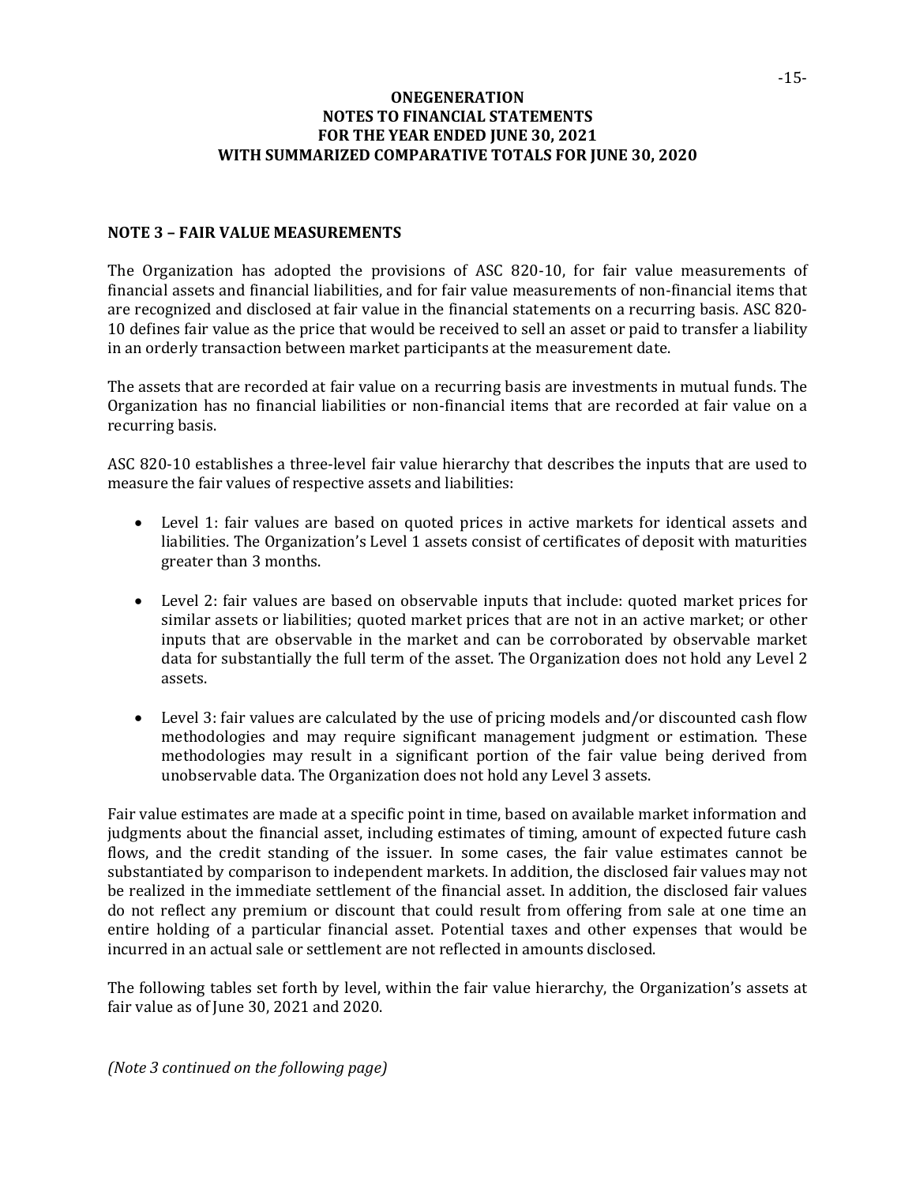# ONEGENERATION
## NOTES TO FINANCIAL STATEMENTS
## FOR THE YEAR ENDED JUNE 30, 2021
## WITH SUMMARIZED COMPARATIVE TOTALS FOR JUNE 30, 2020

### NOTE 3 – FAIR VALUE MEASUREMENTS

The Organization has adopted the provisions of ASC 820-10, for fair value measurements of financial assets and financial liabilities, and for fair value measurements of non-financial items that are recognized and disclosed at fair value in the financial statements on a recurring basis. ASC 820-10 defines fair value as the price that would be received to sell an asset or paid to transfer a liability in an orderly transaction between market participants at the measurement date.

The assets that are recorded at fair value on a recurring basis are investments in mutual funds. The Organization has no financial liabilities or non-financial items that are recorded at fair value on a recurring basis.

ASC 820-10 establishes a three-level fair value hierarchy that describes the inputs that are used to measure the fair values of respective assets and liabilities:

- Level 1: fair values are based on quoted prices in active markets for identical assets and liabilities. The Organization's Level 1 assets consist of certificates of deposit with maturities greater than 3 months.

- Level 2: fair values are based on observable inputs that include: quoted market prices for similar assets or liabilities; quoted market prices that are not in an active market; or other inputs that are observable in the market and can be corroborated by observable market data for substantially the full term of the asset. The Organization does not hold any Level 2 assets.

- Level 3: fair values are calculated by the use of pricing models and/or discounted cash flow methodologies and may require significant management judgment or estimation. These methodologies may result in a significant portion of the fair value being derived from unobservable data. The Organization does not hold any Level 3 assets.

Fair value estimates are made at a specific point in time, based on available market information and judgments about the financial asset, including estimates of timing, amount of expected future cash flows, and the credit standing of the issuer. In some cases, the fair value estimates cannot be substantiated by comparison to independent markets. In addition, the disclosed fair values may not be realized in the immediate settlement of the financial asset. In addition, the disclosed fair values do not reflect any premium or discount that could result from offering from sale at one time an entire holding of a particular financial asset. Potential taxes and other expenses that would be incurred in an actual sale or settlement are not reflected in amounts disclosed.

The following tables set forth by level, within the fair value hierarchy, the Organization's assets at fair value as of June 30, 2021 and 2020.

*(Note 3 continued on the following page)*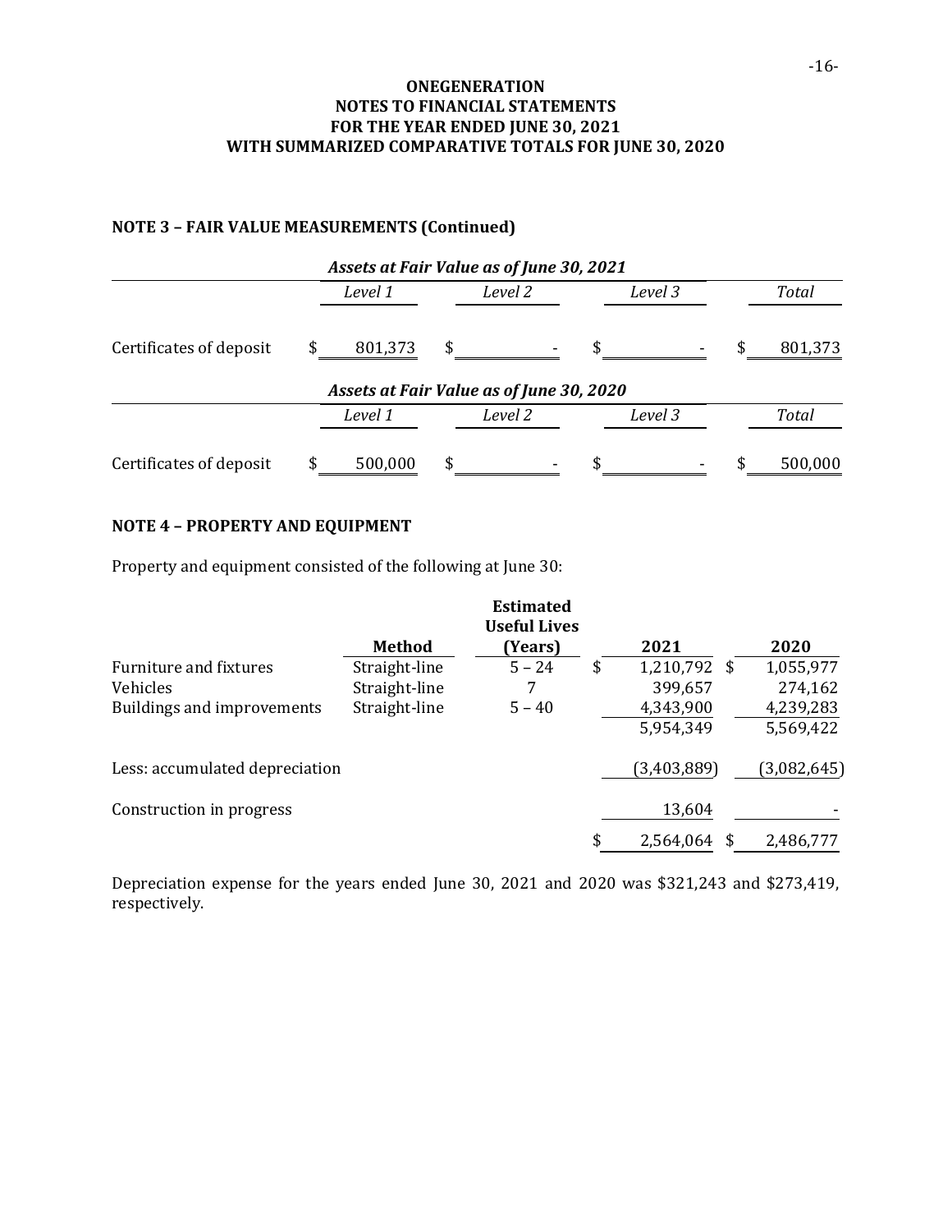**ONEGENERATION**
**NOTES TO FINANCIAL STATEMENTS**
**FOR THE YEAR ENDED JUNE 30, 2021**
**WITH SUMMARIZED COMPARATIVE TOTALS FOR JUNE 30, 2020**

## NOTE 3 – FAIR VALUE MEASUREMENTS (Continued)

| | *Assets at Fair Value as of June 30, 2021* | | | |
|---|---|---|---|---|
| | *Level 1* | *Level 2* | *Level 3* | *Total* |
| Certificates of deposit | $ 801,373 | $ - | $ - | $ 801,373 |

| | *Assets at Fair Value as of June 30, 2020* | | | |
|---|---|---|---|---|
| | *Level 1* | *Level 2* | *Level 3* | *Total* |
| Certificates of deposit | $ 500,000 | $ - | $ - | $ 500,000 |

## NOTE 4 – PROPERTY AND EQUIPMENT

Property and equipment consisted of the following at June 30:

| | Method | Estimated Useful Lives (Years) | 2021 | 2020 |
|---|---|---|---|---|
| Furniture and fixtures | Straight-line | 5 – 24 | $ 1,210,792 | $ 1,055,977 |
| Vehicles | Straight-line | 7 | 399,657 | 274,162 |
| Buildings and improvements | Straight-line | 5 – 40 | 4,343,900 | 4,239,283 |
| | | | 5,954,349 | 5,569,422 |
| Less: accumulated depreciation | | | (3,403,889) | (3,082,645) |
| Construction in progress | | | 13,604 | - |
| | | | $ 2,564,064 | $ 2,486,777 |

Depreciation expense for the years ended June 30, 2021 and 2020 was $321,243 and $273,419, respectively.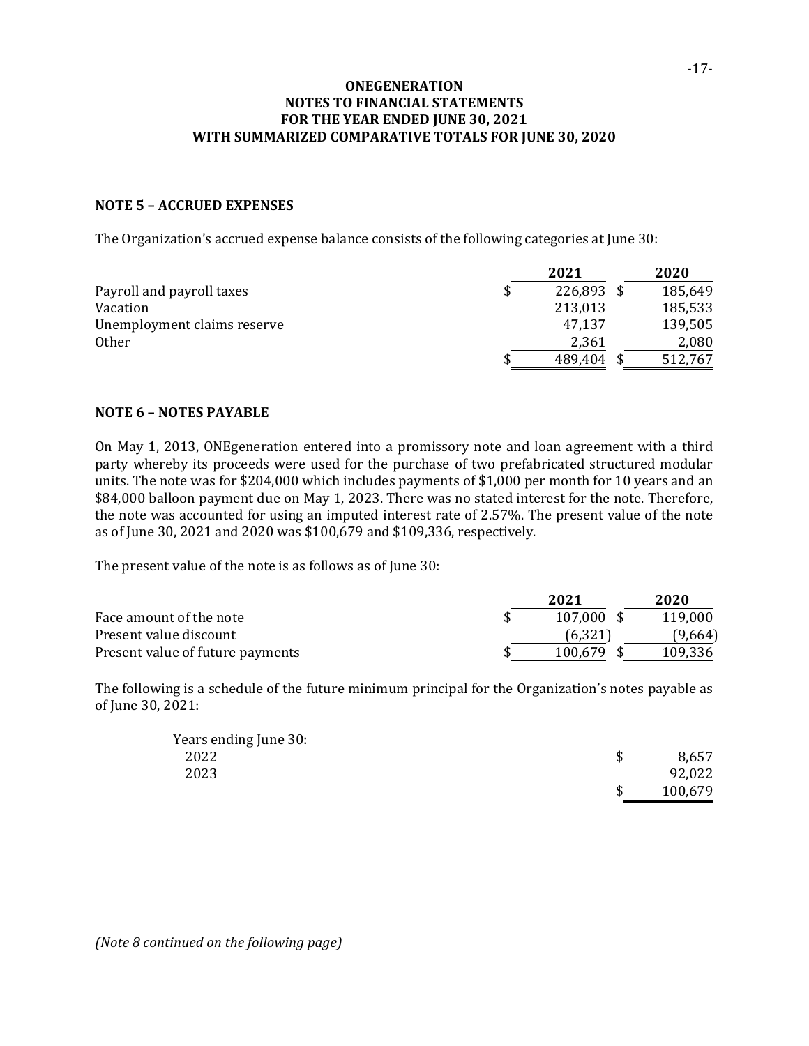# ONEGENERATION
## NOTES TO FINANCIAL STATEMENTS
## FOR THE YEAR ENDED JUNE 30, 2021
## WITH SUMMARIZED COMPARATIVE TOTALS FOR JUNE 30, 2020

### NOTE 5 – ACCRUED EXPENSES

The Organization's accrued expense balance consists of the following categories at June 30:

| | 2021 | 2020 |
|---|---|---|
| Payroll and payroll taxes | $ 226,893 | $ 185,649 |
| Vacation | 213,013 | 185,533 |
| Unemployment claims reserve | 47,137 | 139,505 |
| Other | 2,361 | 2,080 |
| | $ 489,404 | $ 512,767 |

### NOTE 6 – NOTES PAYABLE

On May 1, 2013, ONEgeneration entered into a promissory note and loan agreement with a third party whereby its proceeds were used for the purchase of two prefabricated structured modular units. The note was for $204,000 which includes payments of $1,000 per month for 10 years and an $84,000 balloon payment due on May 1, 2023. There was no stated interest for the note. Therefore, the note was accounted for using an imputed interest rate of 2.57%. The present value of the note as of June 30, 2021 and 2020 was $100,679 and $109,336, respectively.

The present value of the note is as follows as of June 30:

| | 2021 | 2020 |
|---|---|---|
| Face amount of the note | $ 107,000 | $ 119,000 |
| Present value discount | (6,321) | (9,664) |
| Present value of future payments | $ 100,679 | $ 109,336 |

The following is a schedule of the future minimum principal for the Organization's notes payable as of June 30, 2021:

| Years ending June 30: | |
|---|---|
| 2022 | $ 8,657 |
| 2023 | 92,022 |
| | $ 100,679 |

*(Note 8 continued on the following page)*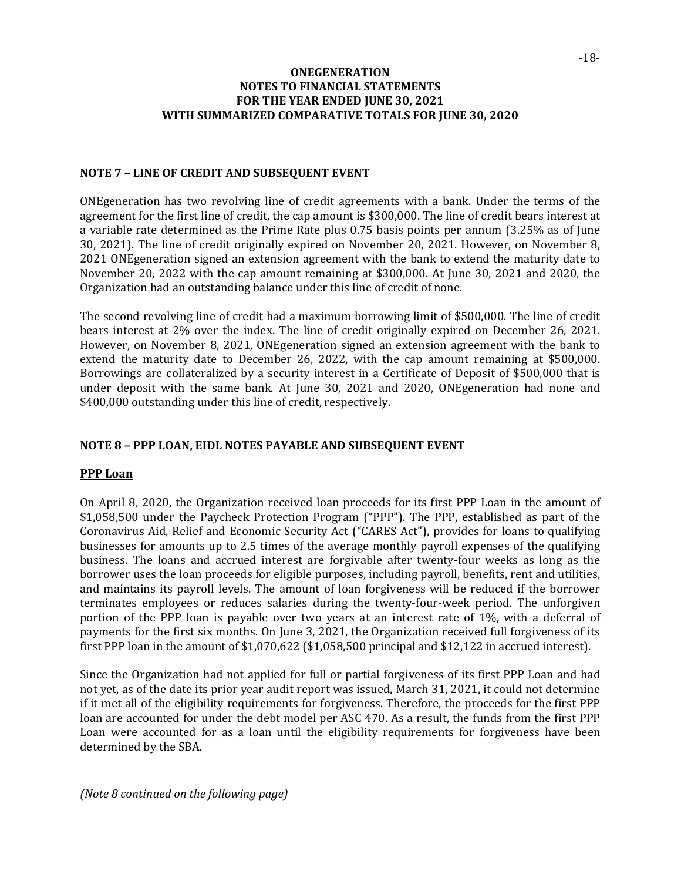# ONEGENERATION
## NOTES TO FINANCIAL STATEMENTS
## FOR THE YEAR ENDED JUNE 30, 2021
## WITH SUMMARIZED COMPARATIVE TOTALS FOR JUNE 30, 2020

### NOTE 7 – LINE OF CREDIT AND SUBSEQUENT EVENT

ONEgeneration has two revolving line of credit agreements with a bank. Under the terms of the agreement for the first line of credit, the cap amount is $300,000. The line of credit bears interest at a variable rate determined as the Prime Rate plus 0.75 basis points per annum (3.25% as of June 30, 2021). The line of credit originally expired on November 20, 2021. However, on November 8, 2021 ONEgeneration signed an extension agreement with the bank to extend the maturity date to November 20, 2022 with the cap amount remaining at $300,000. At June 30, 2021 and 2020, the Organization had an outstanding balance under this line of credit of none.

The second revolving line of credit had a maximum borrowing limit of $500,000. The line of credit bears interest at 2% over the index. The line of credit originally expired on December 26, 2021. However, on November 8, 2021, ONEgeneration signed an extension agreement with the bank to extend the maturity date to December 26, 2022, with the cap amount remaining at $500,000. Borrowings are collateralized by a security interest in a Certificate of Deposit of $500,000 that is under deposit with the same bank. At June 30, 2021 and 2020, ONEgeneration had none and $400,000 outstanding under this line of credit, respectively.

### NOTE 8 – PPP LOAN, EIDL NOTES PAYABLE AND SUBSEQUENT EVENT

**PPP Loan**

On April 8, 2020, the Organization received loan proceeds for its first PPP Loan in the amount of $1,058,500 under the Paycheck Protection Program ("PPP"). The PPP, established as part of the Coronavirus Aid, Relief and Economic Security Act ("CARES Act"), provides for loans to qualifying businesses for amounts up to 2.5 times of the average monthly payroll expenses of the qualifying business. The loans and accrued interest are forgivable after twenty-four weeks as long as the borrower uses the loan proceeds for eligible purposes, including payroll, benefits, rent and utilities, and maintains its payroll levels. The amount of loan forgiveness will be reduced if the borrower terminates employees or reduces salaries during the twenty-four-week period. The unforgiven portion of the PPP loan is payable over two years at an interest rate of 1%, with a deferral of payments for the first six months. On June 3, 2021, the Organization received full forgiveness of its first PPP loan in the amount of $1,070,622 ($1,058,500 principal and $12,122 in accrued interest).

Since the Organization had not applied for full or partial forgiveness of its first PPP Loan and had not yet, as of the date its prior year audit report was issued, March 31, 2021, it could not determine if it met all of the eligibility requirements for forgiveness. Therefore, the proceeds for the first PPP loan are accounted for under the debt model per ASC 470. As a result, the funds from the first PPP Loan were accounted for as a loan until the eligibility requirements for forgiveness have been determined by the SBA.

*(Note 8 continued on the following page)*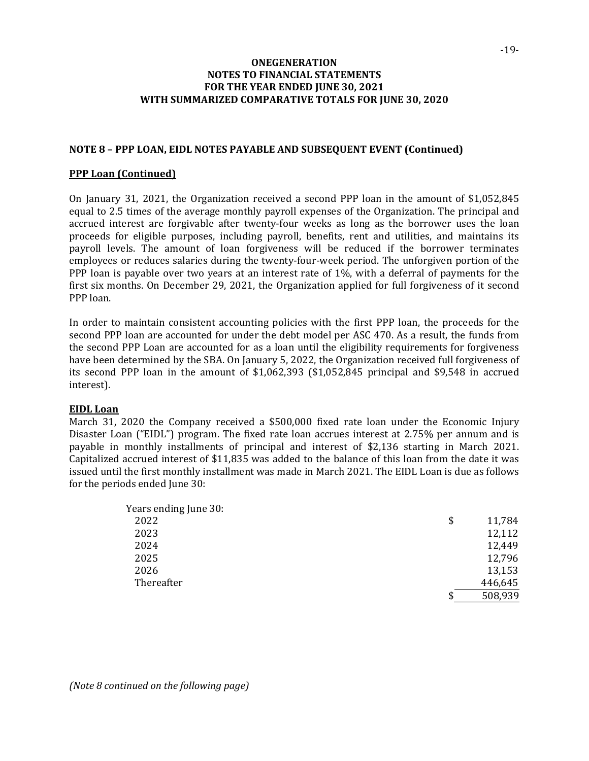**ONEGENERATION**
**NOTES TO FINANCIAL STATEMENTS**
**FOR THE YEAR ENDED JUNE 30, 2021**
**WITH SUMMARIZED COMPARATIVE TOTALS FOR JUNE 30, 2020**

## NOTE 8 – PPP LOAN, EIDL NOTES PAYABLE AND SUBSEQUENT EVENT (Continued)

### PPP Loan (Continued)

On January 31, 2021, the Organization received a second PPP loan in the amount of $1,052,845 equal to 2.5 times of the average monthly payroll expenses of the Organization. The principal and accrued interest are forgivable after twenty-four weeks as long as the borrower uses the loan proceeds for eligible purposes, including payroll, benefits, rent and utilities, and maintains its payroll levels. The amount of loan forgiveness will be reduced if the borrower terminates employees or reduces salaries during the twenty-four-week period. The unforgiven portion of the PPP loan is payable over two years at an interest rate of 1%, with a deferral of payments for the first six months. On December 29, 2021, the Organization applied for full forgiveness of it second PPP loan.

In order to maintain consistent accounting policies with the first PPP loan, the proceeds for the second PPP loan are accounted for under the debt model per ASC 470. As a result, the funds from the second PPP Loan are accounted for as a loan until the eligibility requirements for forgiveness have been determined by the SBA. On January 5, 2022, the Organization received full forgiveness of its second PPP loan in the amount of $1,062,393 ($1,052,845 principal and $9,548 in accrued interest).

### EIDL Loan

March 31, 2020 the Company received a $500,000 fixed rate loan under the Economic Injury Disaster Loan ("EIDL") program. The fixed rate loan accrues interest at 2.75% per annum and is payable in monthly installments of principal and interest of $2,136 starting in March 2021. Capitalized accrued interest of $11,835 was added to the balance of this loan from the date it was issued until the first monthly installment was made in March 2021. The EIDL Loan is due as follows for the periods ended June 30:

| Years ending June 30: | |
|---|---|
| 2022 | $ 11,784 |
| 2023 | 12,112 |
| 2024 | 12,449 |
| 2025 | 12,796 |
| 2026 | 13,153 |
| Thereafter | 446,645 |
| | $ 508,939 |

*(Note 8 continued on the following page)*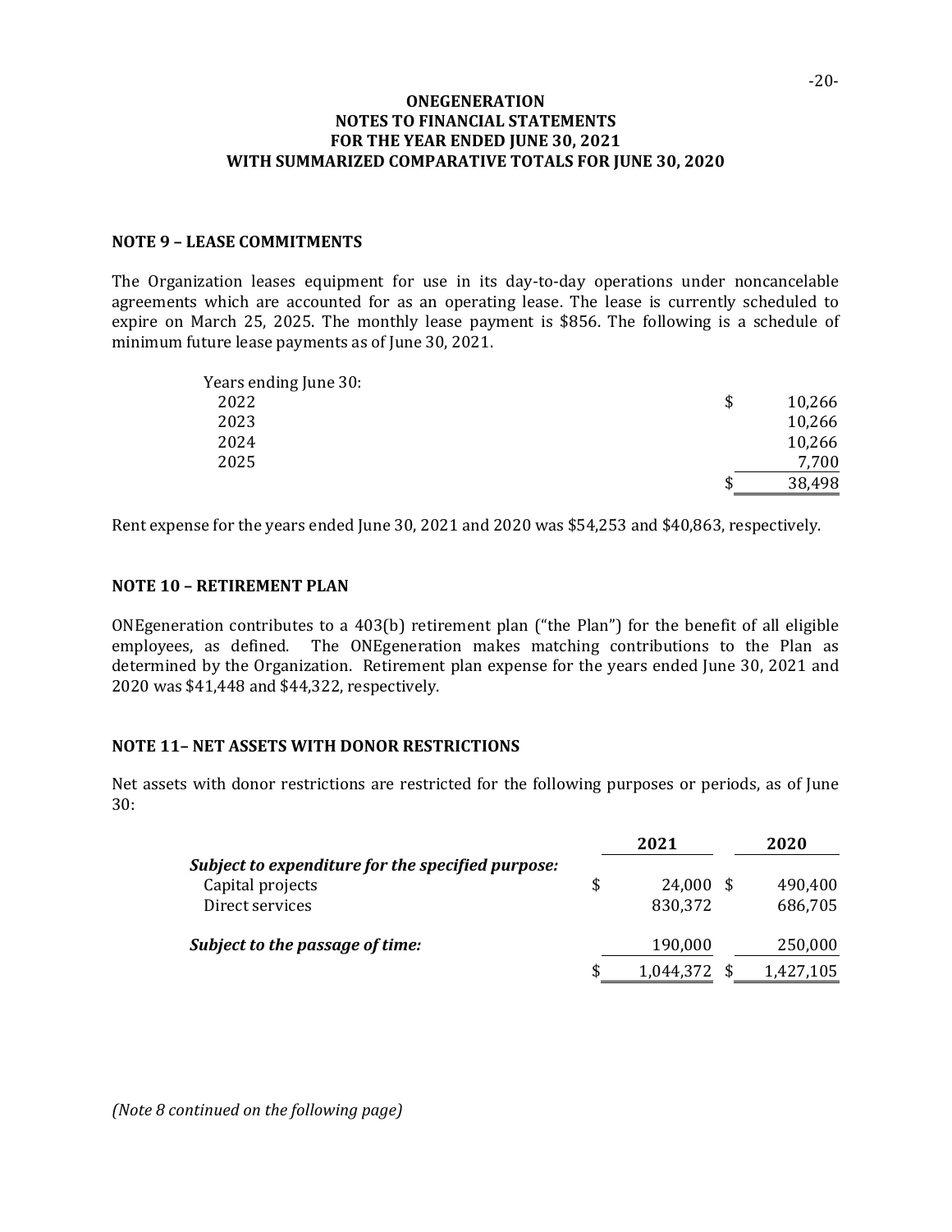# ONEGENERATION
# NOTES TO FINANCIAL STATEMENTS
# FOR THE YEAR ENDED JUNE 30, 2021
# WITH SUMMARIZED COMPARATIVE TOTALS FOR JUNE 30, 2020

## NOTE 9 – LEASE COMMITMENTS

The Organization leases equipment for use in its day-to-day operations under noncancelable agreements which are accounted for as an operating lease. The lease is currently scheduled to expire on March 25, 2025. The monthly lease payment is $856. The following is a schedule of minimum future lease payments as of June 30, 2021.

| Years ending June 30: | |
|---|---|
| 2022 | $ 10,266 |
| 2023 | 10,266 |
| 2024 | 10,266 |
| 2025 | 7,700 |
| | $ 38,498 |

Rent expense for the years ended June 30, 2021 and 2020 was $54,253 and $40,863, respectively.

## NOTE 10 – RETIREMENT PLAN

ONEgeneration contributes to a 403(b) retirement plan ("the Plan") for the benefit of all eligible employees, as defined. The ONEgeneration makes matching contributions to the Plan as determined by the Organization. Retirement plan expense for the years ended June 30, 2021 and 2020 was $41,448 and $44,322, respectively.

## NOTE 11– NET ASSETS WITH DONOR RESTRICTIONS

Net assets with donor restrictions are restricted for the following purposes or periods, as of June 30:

| | 2021 | 2020 |
|---|---|---|
| ***Subject to expenditure for the specified purpose:*** | | |
| Capital projects | $ 24,000 | $ 490,400 |
| Direct services | 830,372 | 686,705 |
| ***Subject to the passage of time:*** | 190,000 | 250,000 |
| | $ 1,044,372 | $ 1,427,105 |

*(Note 8 continued on the following page)*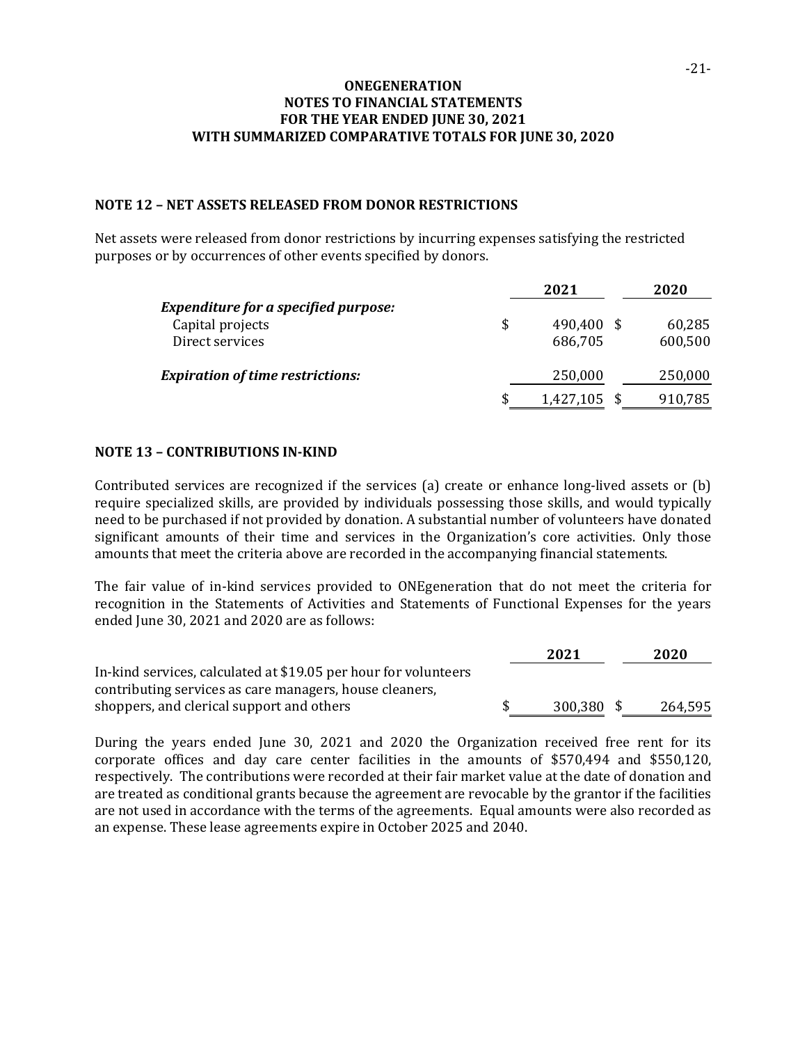**ONEGENERATION**
**NOTES TO FINANCIAL STATEMENTS**
**FOR THE YEAR ENDED JUNE 30, 2021**
**WITH SUMMARIZED COMPARATIVE TOTALS FOR JUNE 30, 2020**

## NOTE 12 – NET ASSETS RELEASED FROM DONOR RESTRICTIONS

Net assets were released from donor restrictions by incurring expenses satisfying the restricted purposes or by occurrences of other events specified by donors.

| | 2021 | 2020 |
|---|---|---|
| ***Expenditure for a specified purpose:*** | | |
| Capital projects | $ 490,400 | $ 60,285 |
| Direct services | 686,705 | 600,500 |
| ***Expiration of time restrictions:*** | 250,000 | 250,000 |
| | $ 1,427,105 | $ 910,785 |

## NOTE 13 – CONTRIBUTIONS IN-KIND

Contributed services are recognized if the services (a) create or enhance long-lived assets or (b) require specialized skills, are provided by individuals possessing those skills, and would typically need to be purchased if not provided by donation. A substantial number of volunteers have donated significant amounts of their time and services in the Organization's core activities. Only those amounts that meet the criteria above are recorded in the accompanying financial statements.

The fair value of in-kind services provided to ONEgeneration that do not meet the criteria for recognition in the Statements of Activities and Statements of Functional Expenses for the years ended June 30, 2021 and 2020 are as follows:

| | 2021 | 2020 |
|---|---|---|
| In-kind services, calculated at $19.05 per hour for volunteers contributing services as care managers, house cleaners, shoppers, and clerical support and others | $ 300,380 | $ 264,595 |

During the years ended June 30, 2021 and 2020 the Organization received free rent for its corporate offices and day care center facilities in the amounts of $570,494 and $550,120, respectively. The contributions were recorded at their fair market value at the date of donation and are treated as conditional grants because the agreement are revocable by the grantor if the facilities are not used in accordance with the terms of the agreements. Equal amounts were also recorded as an expense. These lease agreements expire in October 2025 and 2040.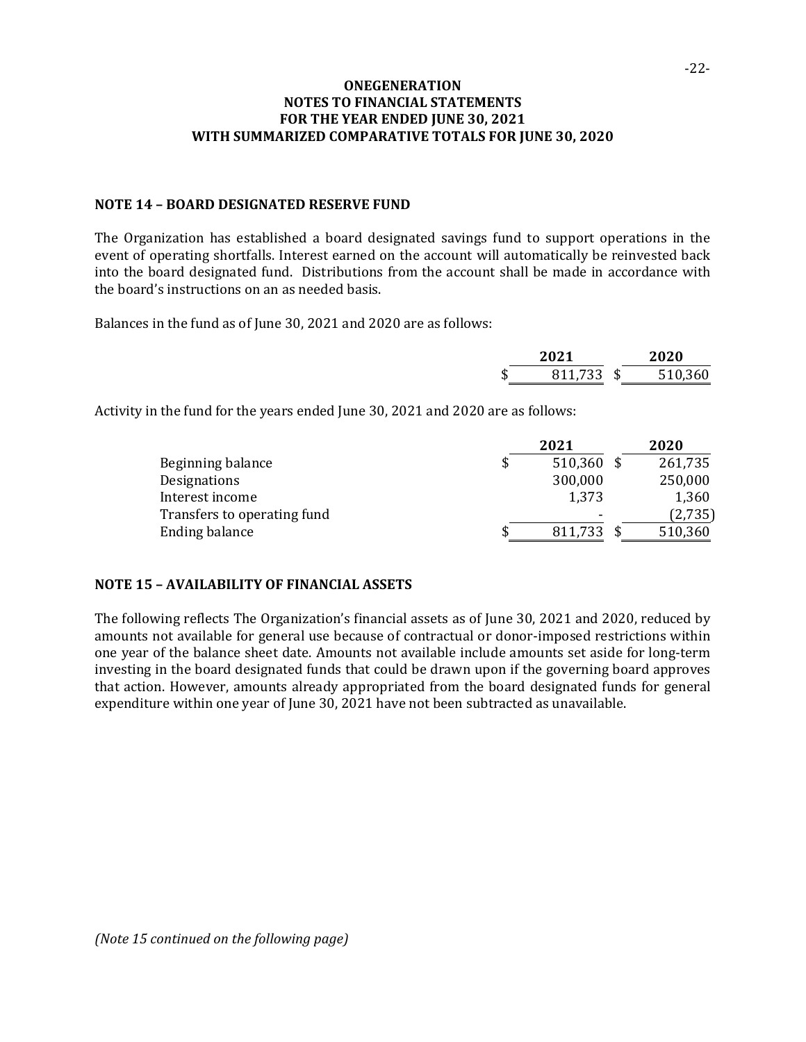**ONEGENERATION**
**NOTES TO FINANCIAL STATEMENTS**
**FOR THE YEAR ENDED JUNE 30, 2021**
**WITH SUMMARIZED COMPARATIVE TOTALS FOR JUNE 30, 2020**

## NOTE 14 – BOARD DESIGNATED RESERVE FUND

The Organization has established a board designated savings fund to support operations in the event of operating shortfalls. Interest earned on the account will automatically be reinvested back into the board designated fund. Distributions from the account shall be made in accordance with the board's instructions on an as needed basis.

Balances in the fund as of June 30, 2021 and 2020 are as follows:

| | 2021 | 2020 |
|---|---|---|
| | $ 811,733 | $ 510,360 |

Activity in the fund for the years ended June 30, 2021 and 2020 are as follows:

| | 2021 | 2020 |
|---|---|---|
| Beginning balance | $ 510,360 | $ 261,735 |
| Designations | 300,000 | 250,000 |
| Interest income | 1,373 | 1,360 |
| Transfers to operating fund | - | (2,735) |
| Ending balance | $ 811,733 | $ 510,360 |

## NOTE 15 – AVAILABILITY OF FINANCIAL ASSETS

The following reflects The Organization's financial assets as of June 30, 2021 and 2020, reduced by amounts not available for general use because of contractual or donor-imposed restrictions within one year of the balance sheet date. Amounts not available include amounts set aside for long-term investing in the board designated funds that could be drawn upon if the governing board approves that action. However, amounts already appropriated from the board designated funds for general expenditure within one year of June 30, 2021 have not been subtracted as unavailable.

*(Note 15 continued on the following page)*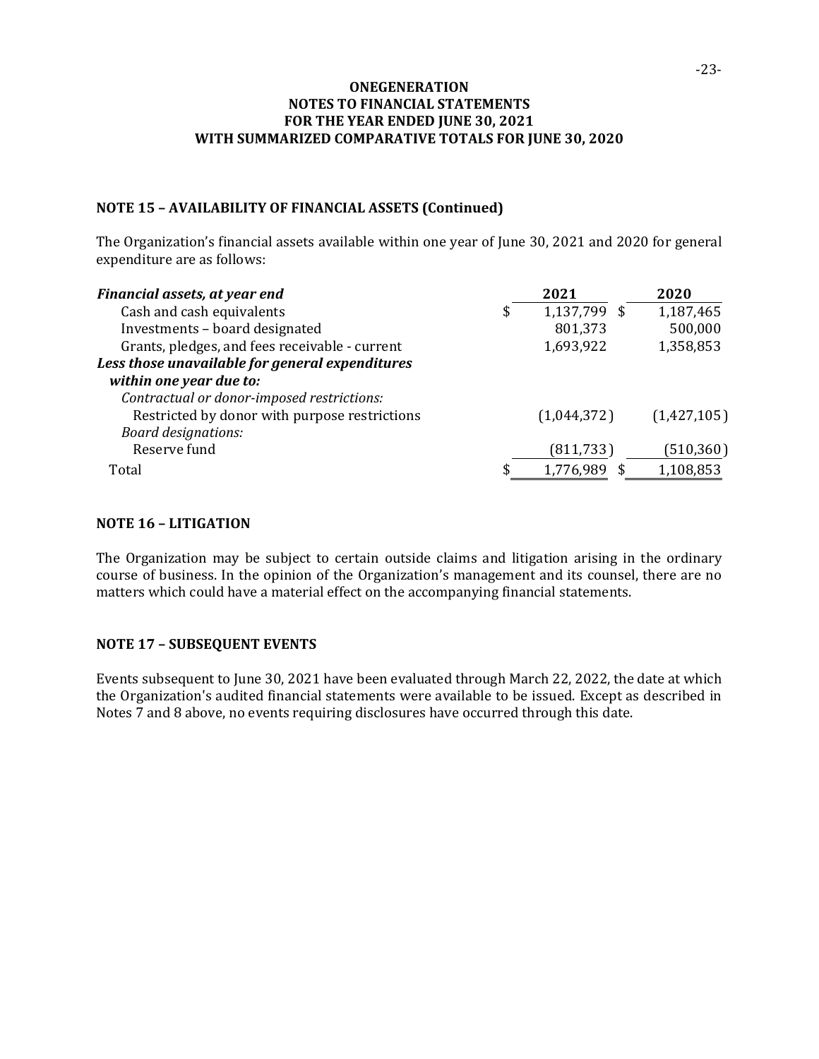**ONEGENERATION**
**NOTES TO FINANCIAL STATEMENTS**
**FOR THE YEAR ENDED JUNE 30, 2021**
**WITH SUMMARIZED COMPARATIVE TOTALS FOR JUNE 30, 2020**

## NOTE 15 – AVAILABILITY OF FINANCIAL ASSETS (Continued)

The Organization’s financial assets available within one year of June 30, 2021 and 2020 for general expenditure are as follows:

| ***Financial assets, at year end*** | **2021** | **2020** |
|---|---|---|
| Cash and cash equivalents | $ 1,137,799 | $ 1,187,465 |
| Investments – board designated | 801,373 | 500,000 |
| Grants, pledges, and fees receivable - current | 1,693,922 | 1,358,853 |
| ***Less those unavailable for general expenditures within one year due to:*** | | |
| *Contractual or donor-imposed restrictions:* | | |
| Restricted by donor with purpose restrictions | (1,044,372) | (1,427,105) |
| *Board designations:* | | |
| Reserve fund | (811,733) | (510,360) |
| Total | $ 1,776,989 | $ 1,108,853 |

## NOTE 16 – LITIGATION

The Organization may be subject to certain outside claims and litigation arising in the ordinary course of business. In the opinion of the Organization’s management and its counsel, there are no matters which could have a material effect on the accompanying financial statements.

## NOTE 17 – SUBSEQUENT EVENTS

Events subsequent to June 30, 2021 have been evaluated through March 22, 2022, the date at which the Organization's audited financial statements were available to be issued. Except as described in Notes 7 and 8 above, no events requiring disclosures have occurred through this date.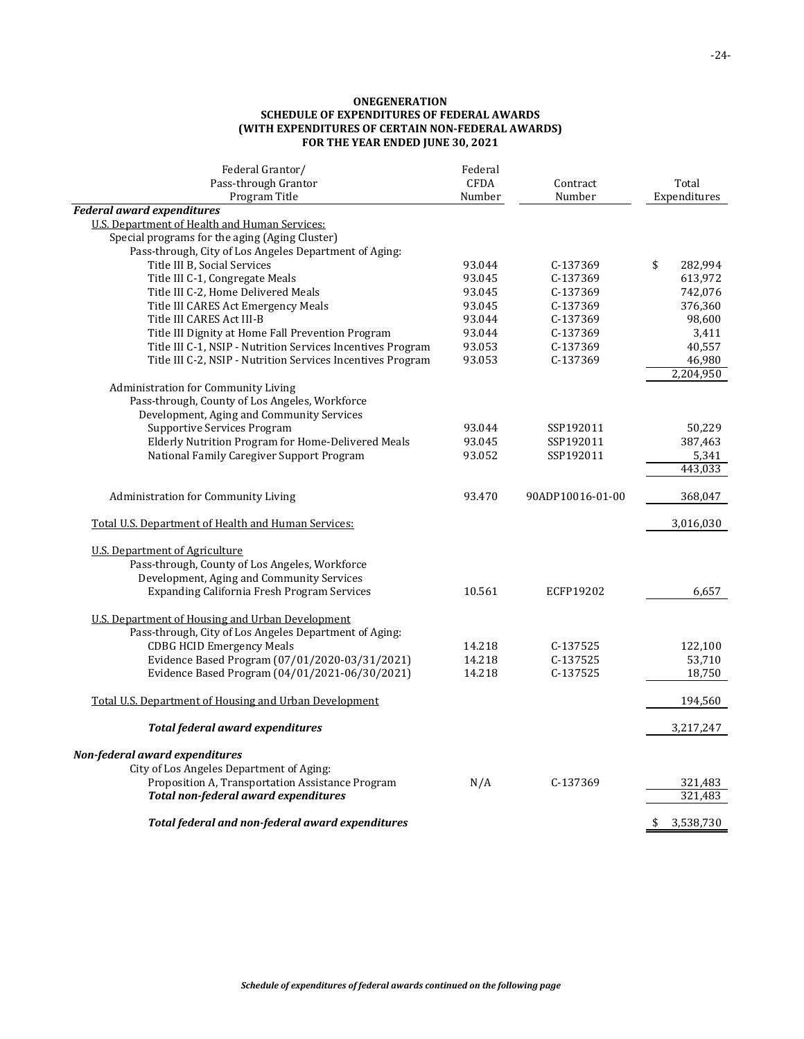**ONEGENERATION**
**SCHEDULE OF EXPENDITURES OF FEDERAL AWARDS**
**(WITH EXPENDITURES OF CERTAIN NON-FEDERAL AWARDS)**
**FOR THE YEAR ENDED JUNE 30, 2021**

| Federal Grantor/ Pass-through Grantor Program Title | Federal CFDA Number | Contract Number | Total Expenditures |
|---|---|---|---|
| ***Federal award expenditures*** | | | |
| U.S. Department of Health and Human Services: | | | |
| Special programs for the aging (Aging Cluster) | | | |
| Pass-through, City of Los Angeles Department of Aging: | | | |
| Title III B, Social Services | 93.044 | C-137369 | $ 282,994 |
| Title III C-1, Congregate Meals | 93.045 | C-137369 | 613,972 |
| Title III C-2, Home Delivered Meals | 93.045 | C-137369 | 742,076 |
| Title III CARES Act Emergency Meals | 93.045 | C-137369 | 376,360 |
| Title III CARES Act III-B | 93.044 | C-137369 | 98,600 |
| Title III Dignity at Home Fall Prevention Program | 93.044 | C-137369 | 3,411 |
| Title III C-1, NSIP - Nutrition Services Incentives Program | 93.053 | C-137369 | 40,557 |
| Title III C-2, NSIP - Nutrition Services Incentives Program | 93.053 | C-137369 | 46,980 |
| | | | 2,204,950 |
| Administration for Community Living | | | |
| Pass-through, County of Los Angeles, Workforce Development, Aging and Community Services | | | |
| Supportive Services Program | 93.044 | SSP192011 | 50,229 |
| Elderly Nutrition Program for Home-Delivered Meals | 93.045 | SSP192011 | 387,463 |
| National Family Caregiver Support Program | 93.052 | SSP192011 | 5,341 |
| | | | 443,033 |
| Administration for Community Living | 93.470 | 90ADP10016-01-00 | 368,047 |
| Total U.S. Department of Health and Human Services: | | | 3,016,030 |
| U.S. Department of Agriculture | | | |
| Pass-through, County of Los Angeles, Workforce Development, Aging and Community Services | | | |
| Expanding California Fresh Program Services | 10.561 | ECFP19202 | 6,657 |
| U.S. Department of Housing and Urban Development | | | |
| Pass-through, City of Los Angeles Department of Aging: | | | |
| CDBG HCID Emergency Meals | 14.218 | C-137525 | 122,100 |
| Evidence Based Program (07/01/2020-03/31/2021) | 14.218 | C-137525 | 53,710 |
| Evidence Based Program (04/01/2021-06/30/2021) | 14.218 | C-137525 | 18,750 |
| Total U.S. Department of Housing and Urban Development | | | 194,560 |
| ***Total federal award expenditures*** | | | 3,217,247 |
| ***Non-federal award expenditures*** | | | |
| City of Los Angeles Department of Aging: | | | |
| Proposition A, Transportation Assistance Program | N/A | C-137369 | 321,483 |
| ***Total non-federal award expenditures*** | | | 321,483 |
| ***Total federal and non-federal award expenditures*** | | | $ 3,538,730 |

***Schedule of expenditures of federal awards continued on the following page***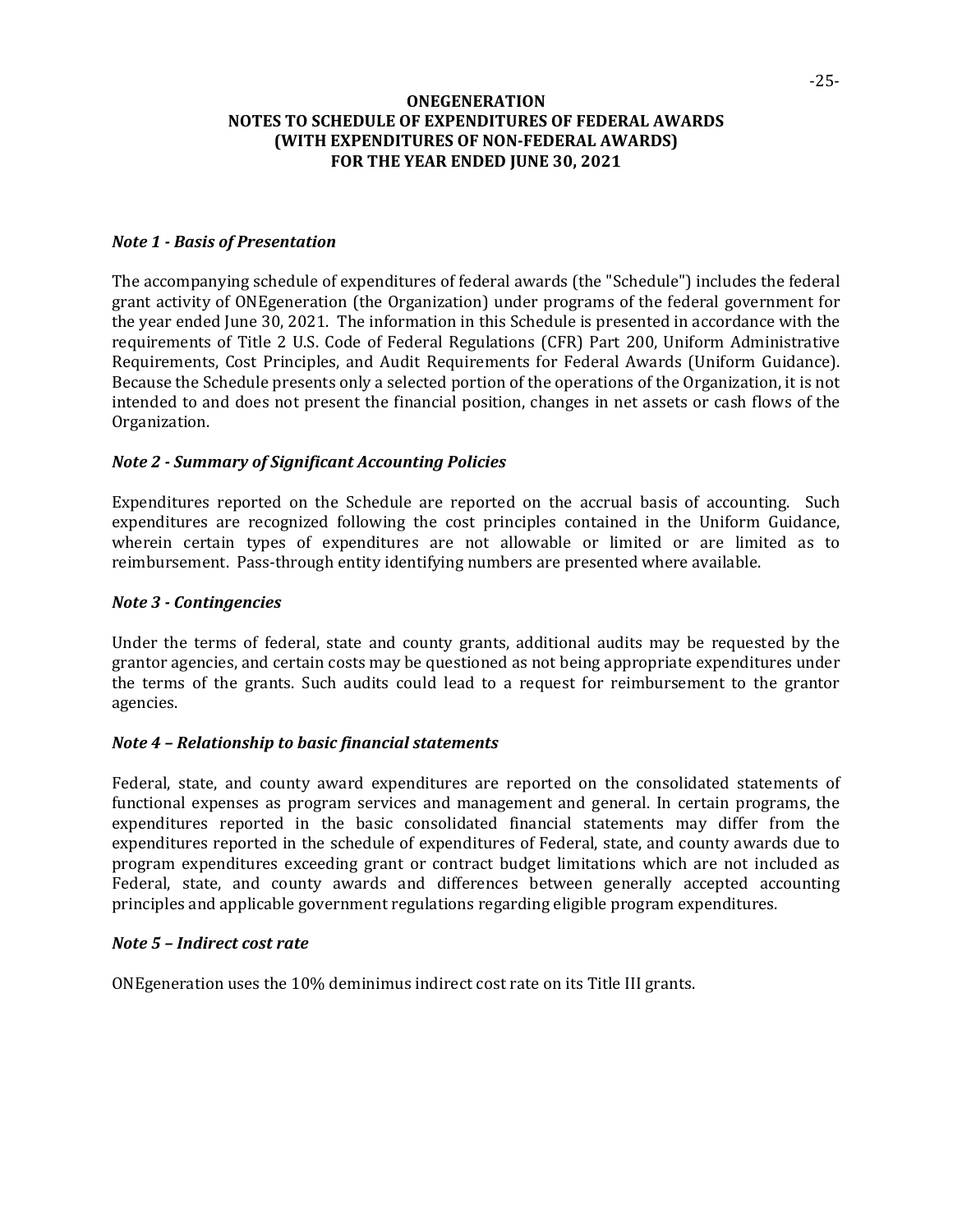# ONEGENERATION
## NOTES TO SCHEDULE OF EXPENDITURES OF FEDERAL AWARDS (WITH EXPENDITURES OF NON-FEDERAL AWARDS) FOR THE YEAR ENDED JUNE 30, 2021

***Note 1 - Basis of Presentation***

The accompanying schedule of expenditures of federal awards (the "Schedule") includes the federal grant activity of ONEgeneration (the Organization) under programs of the federal government for the year ended June 30, 2021. The information in this Schedule is presented in accordance with the requirements of Title 2 U.S. Code of Federal Regulations (CFR) Part 200, Uniform Administrative Requirements, Cost Principles, and Audit Requirements for Federal Awards (Uniform Guidance). Because the Schedule presents only a selected portion of the operations of the Organization, it is not intended to and does not present the financial position, changes in net assets or cash flows of the Organization.

***Note 2 - Summary of Significant Accounting Policies***

Expenditures reported on the Schedule are reported on the accrual basis of accounting. Such expenditures are recognized following the cost principles contained in the Uniform Guidance, wherein certain types of expenditures are not allowable or limited or are limited as to reimbursement. Pass-through entity identifying numbers are presented where available.

***Note 3 - Contingencies***

Under the terms of federal, state and county grants, additional audits may be requested by the grantor agencies, and certain costs may be questioned as not being appropriate expenditures under the terms of the grants. Such audits could lead to a request for reimbursement to the grantor agencies.

***Note 4 – Relationship to basic financial statements***

Federal, state, and county award expenditures are reported on the consolidated statements of functional expenses as program services and management and general. In certain programs, the expenditures reported in the basic consolidated financial statements may differ from the expenditures reported in the schedule of expenditures of Federal, state, and county awards due to program expenditures exceeding grant or contract budget limitations which are not included as Federal, state, and county awards and differences between generally accepted accounting principles and applicable government regulations regarding eligible program expenditures.

***Note 5 – Indirect cost rate***

ONEgeneration uses the 10% deminimus indirect cost rate on its Title III grants.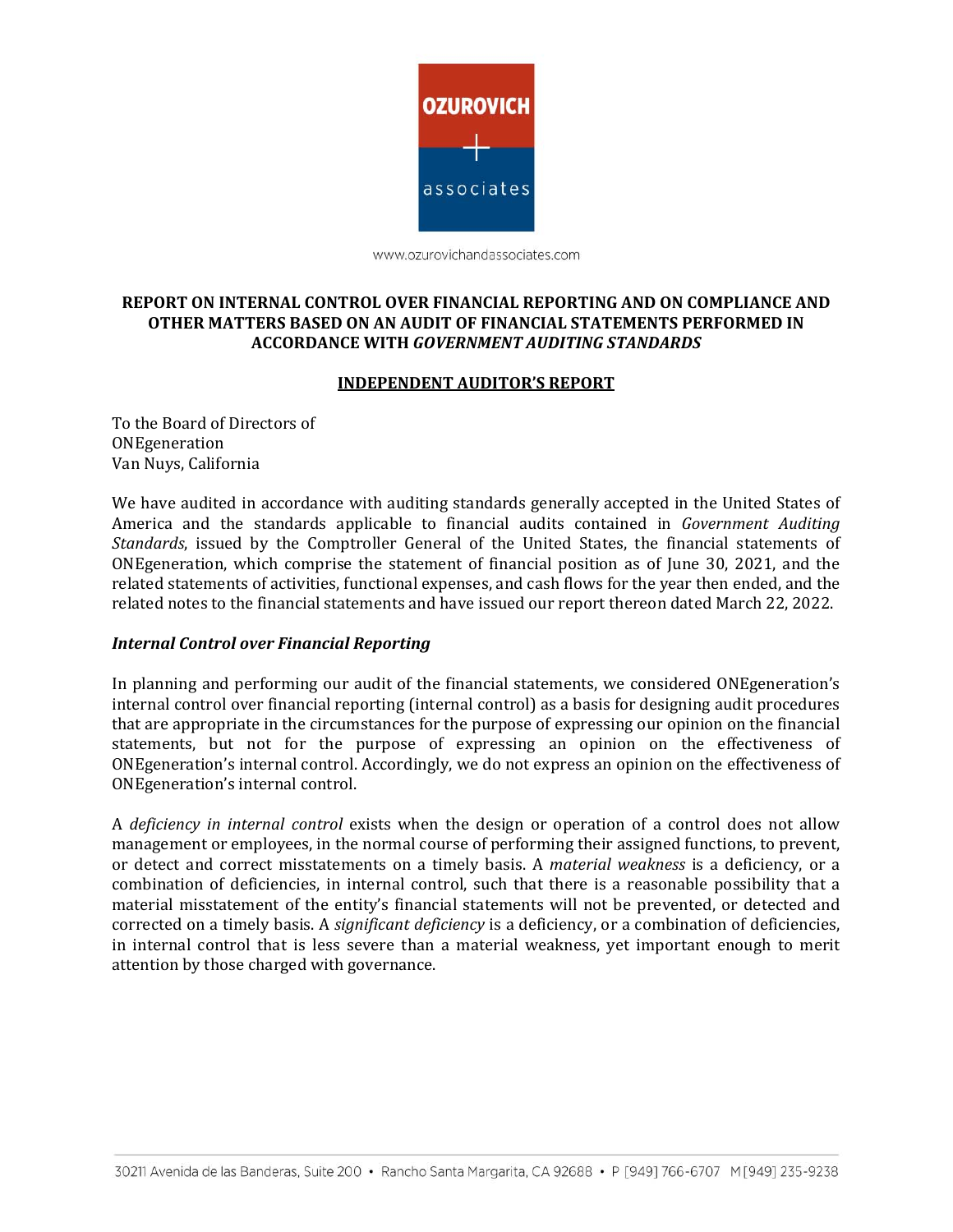OZUROVICH + associates

www.ozurovichandassociates.com

**REPORT ON INTERNAL CONTROL OVER FINANCIAL REPORTING AND ON COMPLIANCE AND OTHER MATTERS BASED ON AN AUDIT OF FINANCIAL STATEMENTS PERFORMED IN ACCORDANCE WITH *GOVERNMENT AUDITING STANDARDS***

**INDEPENDENT AUDITOR'S REPORT**

To the Board of Directors of
ONEgeneration
Van Nuys, California

We have audited in accordance with auditing standards generally accepted in the United States of America and the standards applicable to financial audits contained in *Government Auditing Standards*, issued by the Comptroller General of the United States, the financial statements of ONEgeneration, which comprise the statement of financial position as of June 30, 2021, and the related statements of activities, functional expenses, and cash flows for the year then ended, and the related notes to the financial statements and have issued our report thereon dated March 22, 2022.

***Internal Control over Financial Reporting***

In planning and performing our audit of the financial statements, we considered ONEgeneration's internal control over financial reporting (internal control) as a basis for designing audit procedures that are appropriate in the circumstances for the purpose of expressing our opinion on the financial statements, but not for the purpose of expressing an opinion on the effectiveness of ONEgeneration's internal control. Accordingly, we do not express an opinion on the effectiveness of ONEgeneration's internal control.

A *deficiency in internal control* exists when the design or operation of a control does not allow management or employees, in the normal course of performing their assigned functions, to prevent, or detect and correct misstatements on a timely basis. A *material weakness* is a deficiency, or a combination of deficiencies, in internal control, such that there is a reasonable possibility that a material misstatement of the entity's financial statements will not be prevented, or detected and corrected on a timely basis. A *significant deficiency* is a deficiency, or a combination of deficiencies, in internal control that is less severe than a material weakness, yet important enough to merit attention by those charged with governance.

30211 Avenida de las Banderas, Suite 200 • Rancho Santa Margarita, CA 92688 • P [949] 766-6707 M [949] 235-9238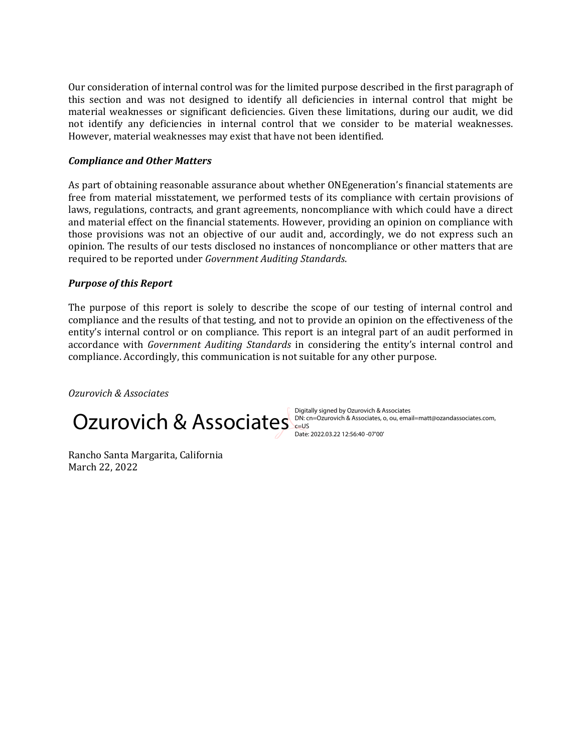Our consideration of internal control was for the limited purpose described in the first paragraph of this section and was not designed to identify all deficiencies in internal control that might be material weaknesses or significant deficiencies. Given these limitations, during our audit, we did not identify any deficiencies in internal control that we consider to be material weaknesses. However, material weaknesses may exist that have not been identified.

***Compliance and Other Matters***

As part of obtaining reasonable assurance about whether ONEgeneration's financial statements are free from material misstatement, we performed tests of its compliance with certain provisions of laws, regulations, contracts, and grant agreements, noncompliance with which could have a direct and material effect on the financial statements. However, providing an opinion on compliance with those provisions was not an objective of our audit and, accordingly, we do not express such an opinion. The results of our tests disclosed no instances of noncompliance or other matters that are required to be reported under *Government Auditing Standards*.

***Purpose of this Report***

The purpose of this report is solely to describe the scope of our testing of internal control and compliance and the results of that testing, and not to provide an opinion on the effectiveness of the entity's internal control or on compliance. This report is an integral part of an audit performed in accordance with *Government Auditing Standards* in considering the entity's internal control and compliance. Accordingly, this communication is not suitable for any other purpose.

*Ozurovich & Associates*

Ozurovich & Associates

Digitally signed by Ozurovich & Associates
DN: cn=Ozurovich & Associates, o, ou, email=matt@ozandassociates.com, c=US
Date: 2022.03.22 12:56:40 -07'00'

Rancho Santa Margarita, California
March 22, 2022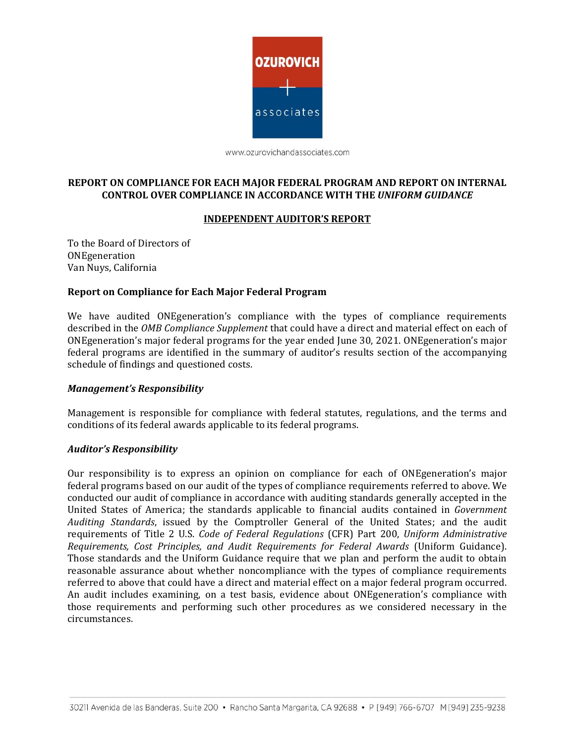www.ozurovichandassociates.com

**REPORT ON COMPLIANCE FOR EACH MAJOR FEDERAL PROGRAM AND REPORT ON INTERNAL CONTROL OVER COMPLIANCE IN ACCORDANCE WITH THE *UNIFORM GUIDANCE***

**INDEPENDENT AUDITOR'S REPORT**

To the Board of Directors of
ONEgeneration
Van Nuys, California

### Report on Compliance for Each Major Federal Program

We have audited ONEgeneration's compliance with the types of compliance requirements described in the *OMB Compliance Supplement* that could have a direct and material effect on each of ONEgeneration's major federal programs for the year ended June 30, 2021. ONEgeneration's major federal programs are identified in the summary of auditor's results section of the accompanying schedule of findings and questioned costs.

#### *Management's Responsibility*

Management is responsible for compliance with federal statutes, regulations, and the terms and conditions of its federal awards applicable to its federal programs.

#### *Auditor's Responsibility*

Our responsibility is to express an opinion on compliance for each of ONEgeneration's major federal programs based on our audit of the types of compliance requirements referred to above. We conducted our audit of compliance in accordance with auditing standards generally accepted in the United States of America; the standards applicable to financial audits contained in *Government Auditing Standards*, issued by the Comptroller General of the United States; and the audit requirements of Title 2 U.S. *Code of Federal Regulations* (CFR) Part 200, *Uniform Administrative Requirements, Cost Principles, and Audit Requirements for Federal Awards* (Uniform Guidance). Those standards and the Uniform Guidance require that we plan and perform the audit to obtain reasonable assurance about whether noncompliance with the types of compliance requirements referred to above that could have a direct and material effect on a major federal program occurred. An audit includes examining, on a test basis, evidence about ONEgeneration's compliance with those requirements and performing such other procedures as we considered necessary in the circumstances.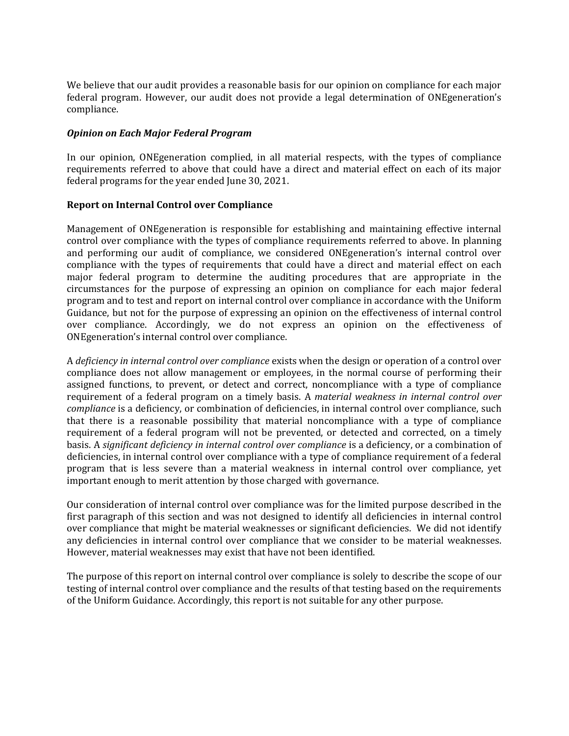We believe that our audit provides a reasonable basis for our opinion on compliance for each major federal program. However, our audit does not provide a legal determination of ONEgeneration's compliance.

***Opinion on Each Major Federal Program***

In our opinion, ONEgeneration complied, in all material respects, with the types of compliance requirements referred to above that could have a direct and material effect on each of its major federal programs for the year ended June 30, 2021.

**Report on Internal Control over Compliance**

Management of ONEgeneration is responsible for establishing and maintaining effective internal control over compliance with the types of compliance requirements referred to above. In planning and performing our audit of compliance, we considered ONEgeneration's internal control over compliance with the types of requirements that could have a direct and material effect on each major federal program to determine the auditing procedures that are appropriate in the circumstances for the purpose of expressing an opinion on compliance for each major federal program and to test and report on internal control over compliance in accordance with the Uniform Guidance, but not for the purpose of expressing an opinion on the effectiveness of internal control over compliance. Accordingly, we do not express an opinion on the effectiveness of ONEgeneration's internal control over compliance.

A *deficiency in internal control over compliance* exists when the design or operation of a control over compliance does not allow management or employees, in the normal course of performing their assigned functions, to prevent, or detect and correct, noncompliance with a type of compliance requirement of a federal program on a timely basis. A *material weakness in internal control over compliance* is a deficiency, or combination of deficiencies, in internal control over compliance, such that there is a reasonable possibility that material noncompliance with a type of compliance requirement of a federal program will not be prevented, or detected and corrected, on a timely basis. A *significant deficiency in internal control over compliance* is a deficiency, or a combination of deficiencies, in internal control over compliance with a type of compliance requirement of a federal program that is less severe than a material weakness in internal control over compliance, yet important enough to merit attention by those charged with governance.

Our consideration of internal control over compliance was for the limited purpose described in the first paragraph of this section and was not designed to identify all deficiencies in internal control over compliance that might be material weaknesses or significant deficiencies. We did not identify any deficiencies in internal control over compliance that we consider to be material weaknesses. However, material weaknesses may exist that have not been identified.

The purpose of this report on internal control over compliance is solely to describe the scope of our testing of internal control over compliance and the results of that testing based on the requirements of the Uniform Guidance. Accordingly, this report is not suitable for any other purpose.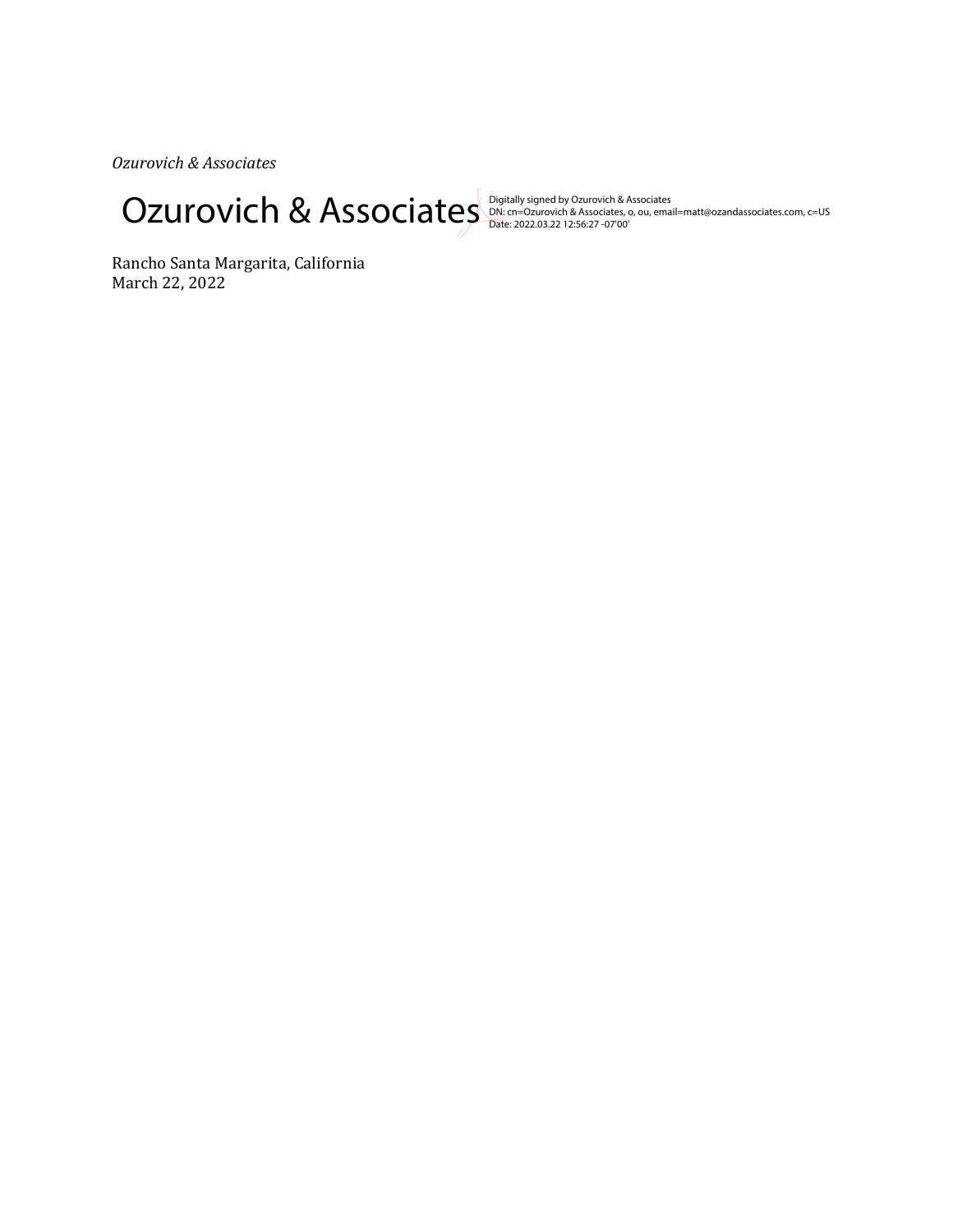*Ozurovich & Associates*

Ozurovich & Associates Digitally signed by Ozurovich & Associates
DN: cn=Ozurovich & Associates, o, ou, email=matt@ozandassociates.com, c=US
Date: 2022.03.22 12:56:27 -07'00'

Rancho Santa Margarita, California
March 22, 2022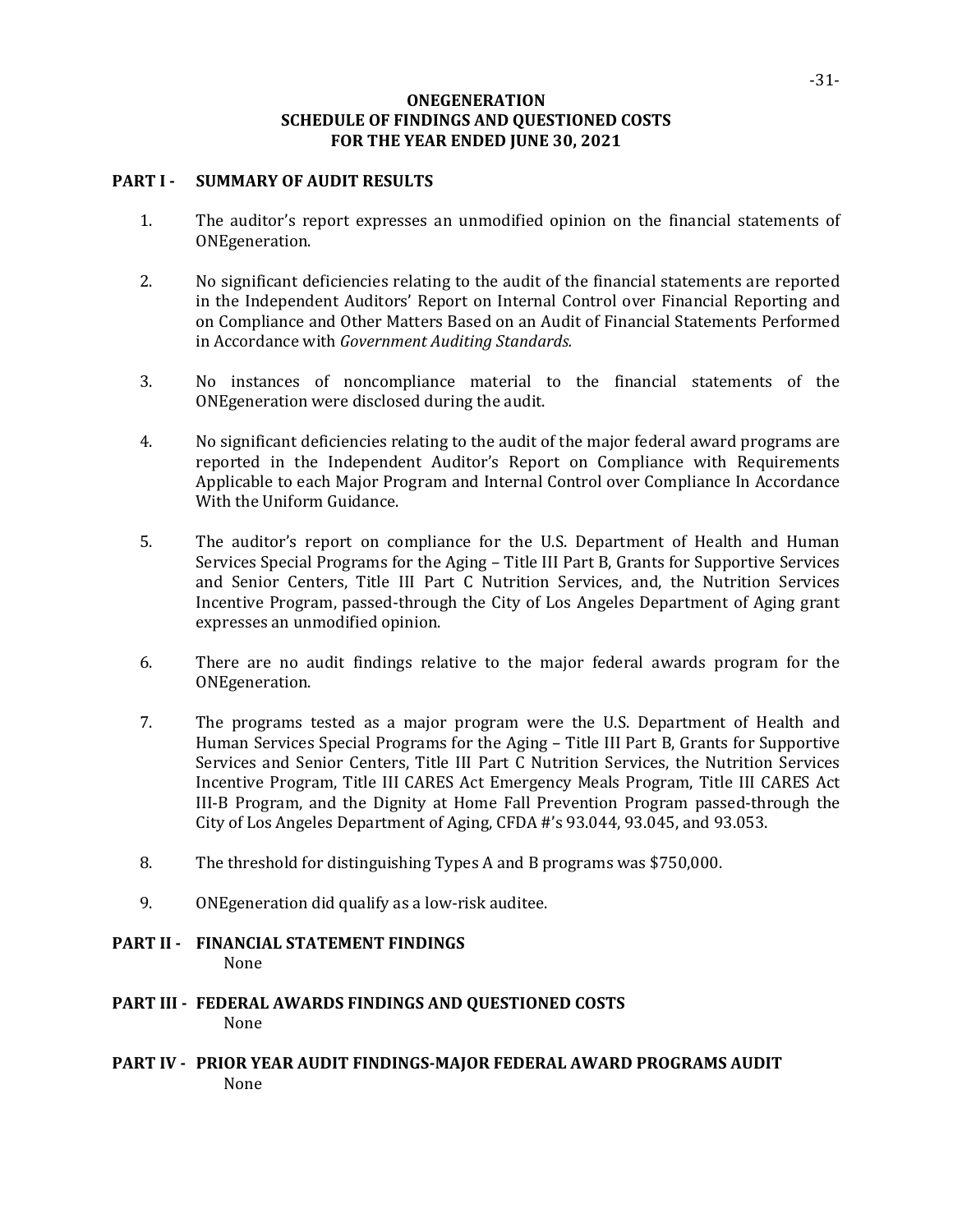# ONEGENERATION
## SCHEDULE OF FINDINGS AND QUESTIONED COSTS
## FOR THE YEAR ENDED JUNE 30, 2021

### PART I - SUMMARY OF AUDIT RESULTS

1. The auditor's report expresses an unmodified opinion on the financial statements of ONEgeneration.

2. No significant deficiencies relating to the audit of the financial statements are reported in the Independent Auditors' Report on Internal Control over Financial Reporting and on Compliance and Other Matters Based on an Audit of Financial Statements Performed in Accordance with *Government Auditing Standards.*

3. No instances of noncompliance material to the financial statements of the ONEgeneration were disclosed during the audit.

4. No significant deficiencies relating to the audit of the major federal award programs are reported in the Independent Auditor's Report on Compliance with Requirements Applicable to each Major Program and Internal Control over Compliance In Accordance With the Uniform Guidance.

5. The auditor's report on compliance for the U.S. Department of Health and Human Services Special Programs for the Aging – Title III Part B, Grants for Supportive Services and Senior Centers, Title III Part C Nutrition Services, and, the Nutrition Services Incentive Program, passed-through the City of Los Angeles Department of Aging grant expresses an unmodified opinion.

6. There are no audit findings relative to the major federal awards program for the ONEgeneration.

7. The programs tested as a major program were the U.S. Department of Health and Human Services Special Programs for the Aging – Title III Part B, Grants for Supportive Services and Senior Centers, Title III Part C Nutrition Services, the Nutrition Services Incentive Program, Title III CARES Act Emergency Meals Program, Title III CARES Act III-B Program, and the Dignity at Home Fall Prevention Program passed-through the City of Los Angeles Department of Aging, CFDA #'s 93.044, 93.045, and 93.053.

8. The threshold for distinguishing Types A and B programs was $750,000.

9. ONEgeneration did qualify as a low-risk auditee.

### PART II - FINANCIAL STATEMENT FINDINGS

None

### PART III - FEDERAL AWARDS FINDINGS AND QUESTIONED COSTS

None

### PART IV - PRIOR YEAR AUDIT FINDINGS-MAJOR FEDERAL AWARD PROGRAMS AUDIT

None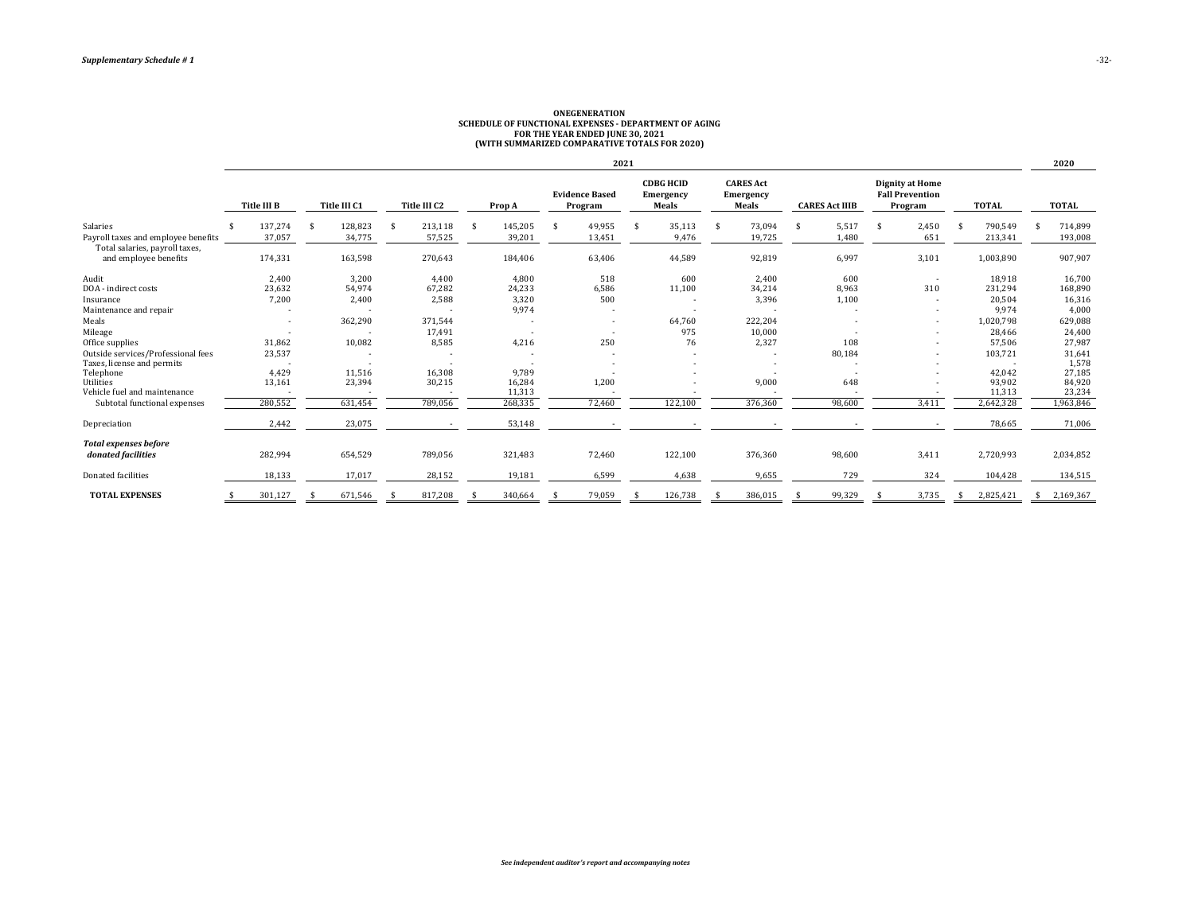*Supplementary Schedule # 1*

# ONEGENERATION
## SCHEDULE OF FUNCTIONAL EXPENSES - DEPARTMENT OF AGING
### FOR THE YEAR ENDED JUNE 30, 2021
### (WITH SUMMARIZED COMPARATIVE TOTALS FOR 2020)

| | 2021 | | | | | | | | | | 2020 |
|---|---|---|---|---|---|---|---|---|---|---|---|
| | Title III B | Title III C1 | Title III C2 | Prop A | Evidence Based Program | CDBG HCID Emergency Meals | CARES Act Emergency Meals | CARES Act IIIB | Dignity at Home Fall Prevention Program | TOTAL | TOTAL |
| Salaries | $ 137,274 | $ 128,823 | $ 213,118 | $ 145,205 | $ 49,955 | $ 35,113 | $ 73,094 | $ 5,517 | $ 2,450 | $ 790,549 | $ 714,899 |
| Payroll taxes and employee benefits | 37,057 | 34,775 | 57,525 | 39,201 | 13,451 | 9,476 | 19,725 | 1,480 | 651 | 213,341 | 193,008 |
| Total salaries, payroll taxes, and employee benefits | 174,331 | 163,598 | 270,643 | 184,406 | 63,406 | 44,589 | 92,819 | 6,997 | 3,101 | 1,003,890 | 907,907 |
| Audit | 2,400 | 3,200 | 4,400 | 4,800 | 518 | 600 | 2,400 | 600 | - | 18,918 | 16,700 |
| DOA - indirect costs | 23,632 | 54,974 | 67,282 | 24,233 | 6,586 | 11,100 | 34,214 | 8,963 | 310 | 231,294 | 168,890 |
| Insurance | 7,200 | 2,400 | 2,588 | 3,320 | 500 | - | 3,396 | 1,100 | - | 20,504 | 16,316 |
| Maintenance and repair | - | - | - | 9,974 | - | - | - | - | - | 9,974 | 4,000 |
| Meals | - | 362,290 | 371,544 | - | - | 64,760 | 222,204 | - | - | 1,020,798 | 629,088 |
| Mileage | - | - | 17,491 | - | - | 975 | 10,000 | - | - | 28,466 | 24,400 |
| Office supplies | 31,862 | 10,082 | 8,585 | 4,216 | 250 | 76 | 2,327 | 108 | - | 57,506 | 27,987 |
| Outside services/Professional fees | 23,537 | - | - | - | - | - | - | 80,184 | - | 103,721 | 31,641 |
| Taxes, license and permits | - | - | - | - | - | - | - | - | - | - | 1,578 |
| Telephone | 4,429 | 11,516 | 16,308 | 9,789 | - | - | - | - | - | 42,042 | 27,185 |
| Utilities | 13,161 | 23,394 | 30,215 | 16,284 | 1,200 | - | 9,000 | 648 | - | 93,902 | 84,920 |
| Vehicle fuel and maintenance | - | - | - | 11,313 | - | - | - | - | - | 11,313 | 23,234 |
| Subtotal functional expenses | 280,552 | 631,454 | 789,056 | 268,335 | 72,460 | 122,100 | 376,360 | 98,600 | 3,411 | 2,642,328 | 1,963,846 |
| Depreciation | 2,442 | 23,075 | - | 53,148 | - | - | - | - | - | 78,665 | 71,006 |
| ***Total expenses before donated facilities*** | 282,994 | 654,529 | 789,056 | 321,483 | 72,460 | 122,100 | 376,360 | 98,600 | 3,411 | 2,720,993 | 2,034,852 |
| Donated facilities | 18,133 | 17,017 | 28,152 | 19,181 | 6,599 | 4,638 | 9,655 | 729 | 324 | 104,428 | 134,515 |
| **TOTAL EXPENSES** | $ 301,127 | $ 671,546 | $ 817,208 | $ 340,664 | $ 79,059 | $ 126,738 | $ 386,015 | $ 99,329 | $ 3,735 | $ 2,825,421 | $ 2,169,367 |

*See independent auditor's report and accompanying notes*